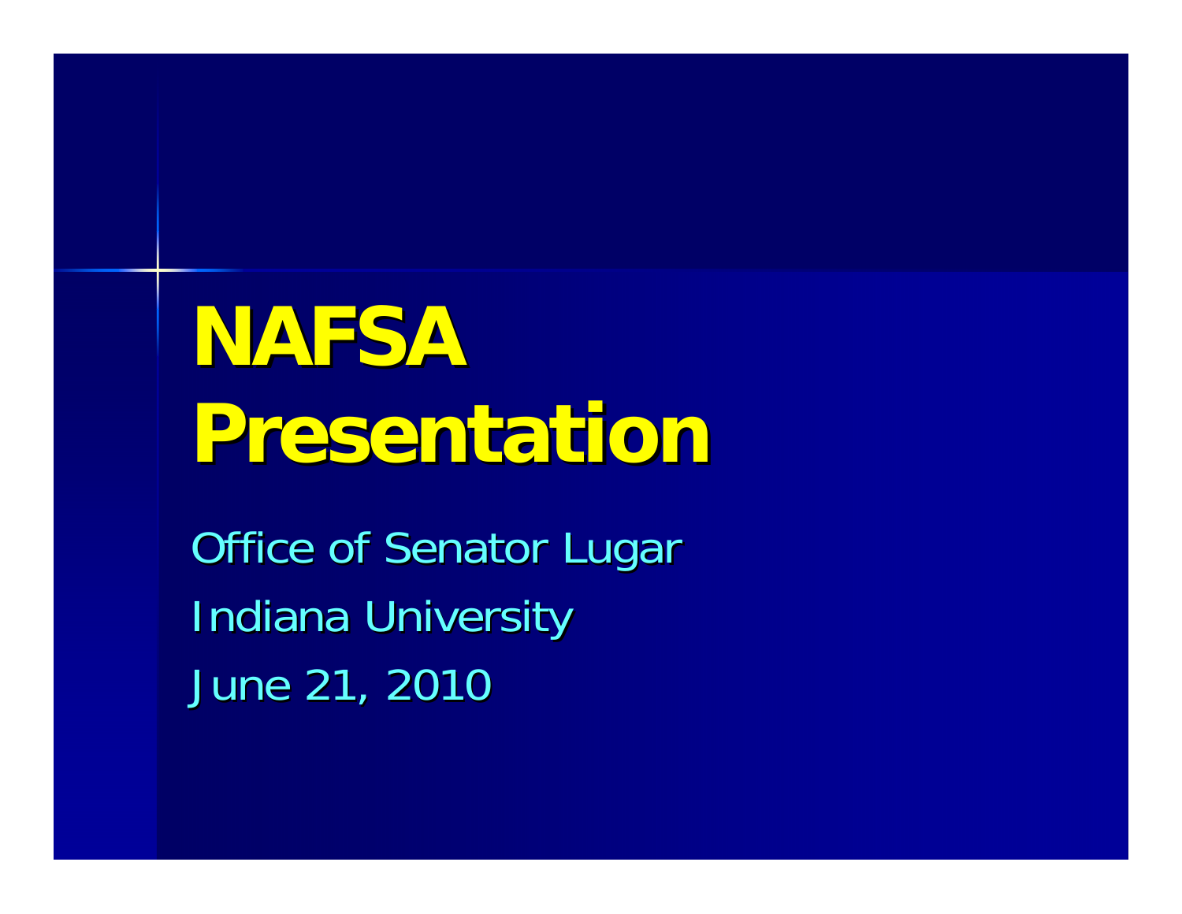# NAFSA Presentation

Office of Senator Lugar

Indiana University

June 21, 2010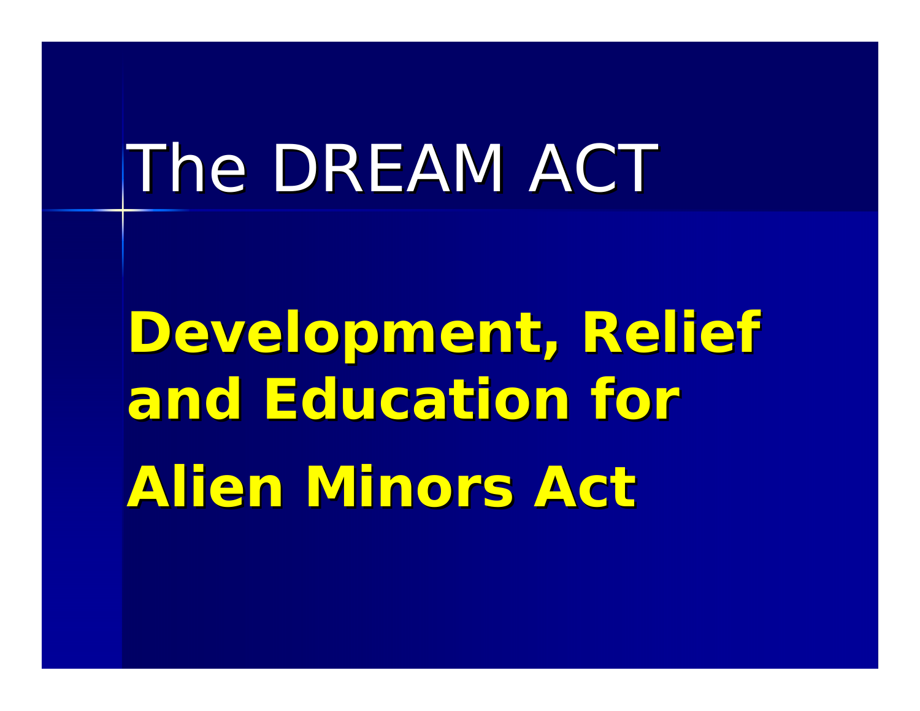# The DREAM ACT

**Development, Relief and Education for Alien Minors Act**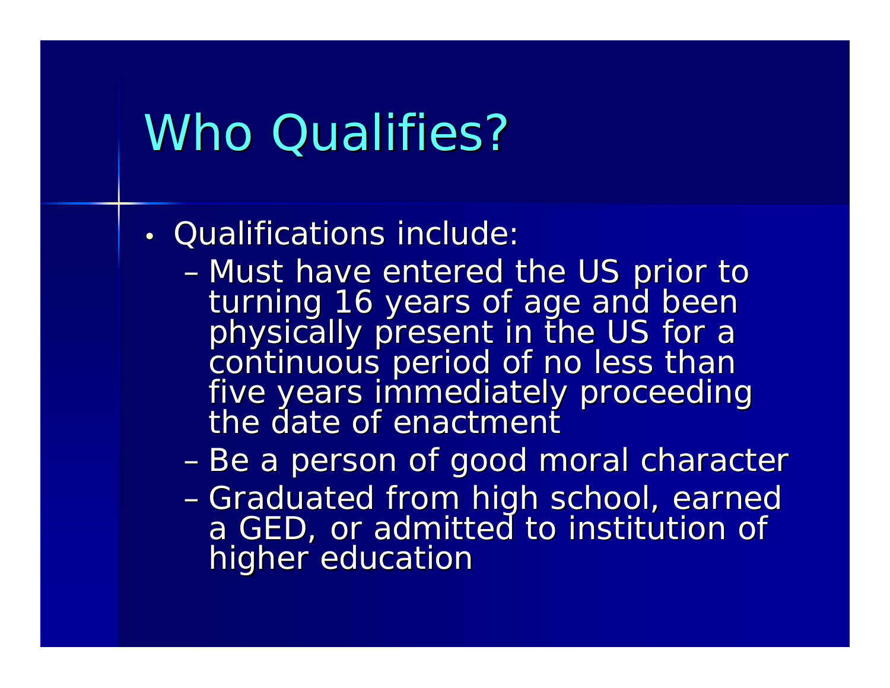# Who Qualifies?

- Qualifications include:
  - Must have entered the US prior to turning 16 years of age and been physically present in the US for a continuous period of no less than five years immediately proceeding the date of enactment
  - Be a person of good moral character
  - Graduated from high school, earned a GED, or admitted to institution of higher education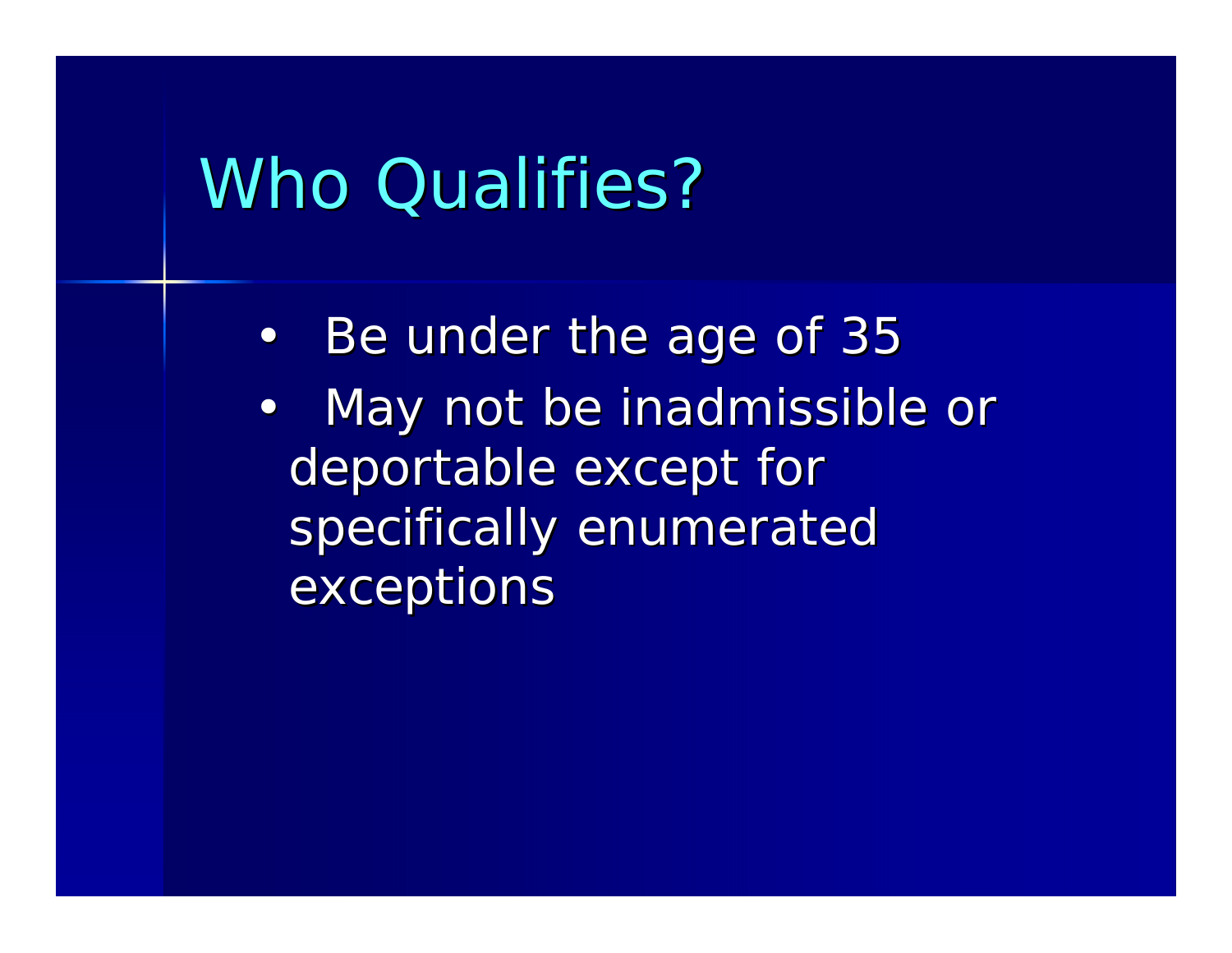# Who Qualifies?

- Be under the age of 35
- May not be inadmissible or deportable except for specifically enumerated exceptions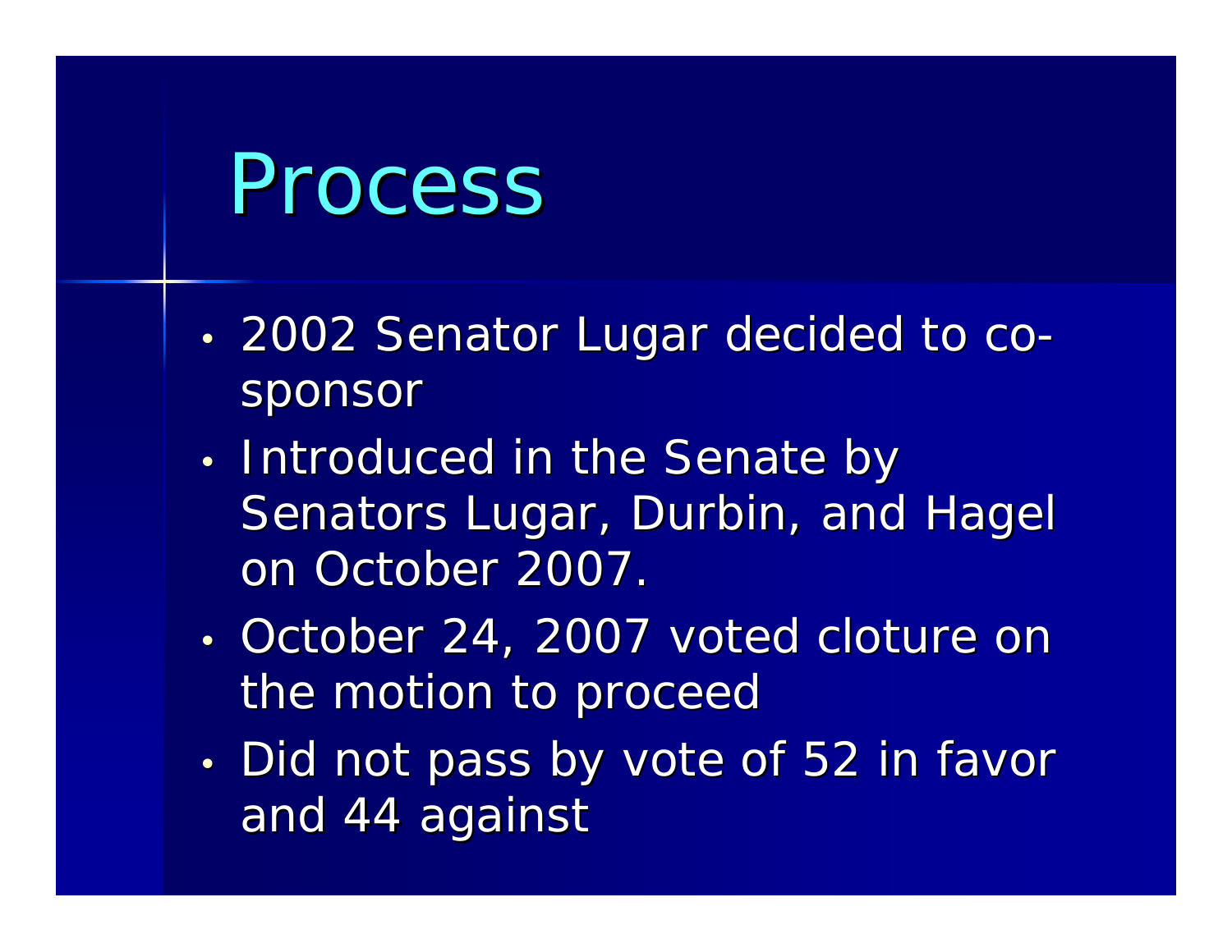# Process

- 2002 Senator Lugar decided to co-sponsor
- Introduced in the Senate by Senators Lugar, Durbin, and Hagel on October 2007.
- October 24, 2007 voted cloture on the motion to proceed
- Did not pass by vote of 52 in favor and 44 against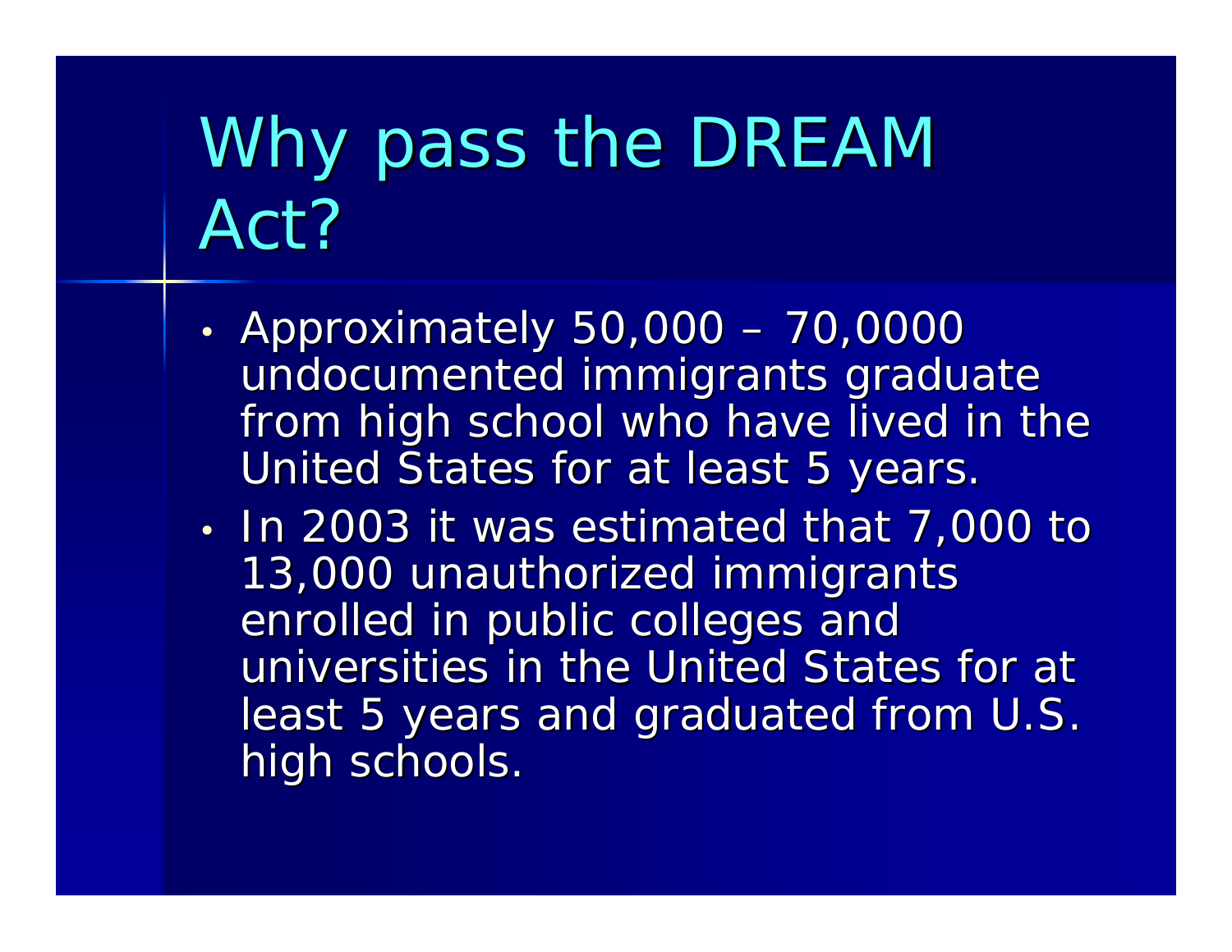# Why pass the DREAM Act?

- Approximately 50,000 – 70,0000 undocumented immigrants graduate from high school who have lived in the United States for at least 5 years.
- In 2003 it was estimated that 7,000 to 13,000 unauthorized immigrants enrolled in public colleges and universities in the United States for at least 5 years and graduated from U.S. high schools.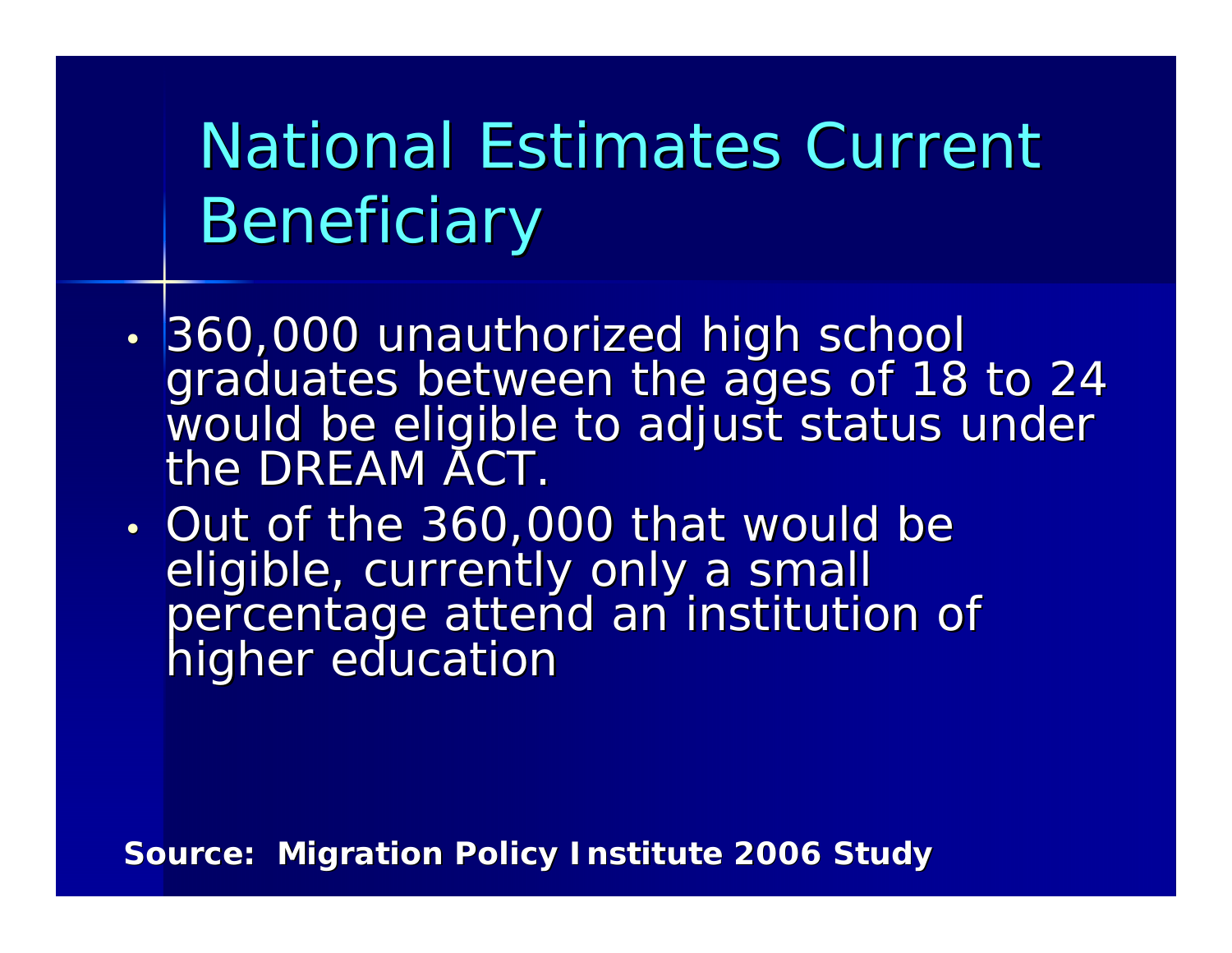# National Estimates Current Beneficiary

- 360,000 unauthorized high school graduates between the ages of 18 to 24 would be eligible to adjust status under the DREAM ACT.
- Out of the 360,000 that would be eligible, currently only a small percentage attend an institution of higher education

**Source: Migration Policy Institute 2006 Study**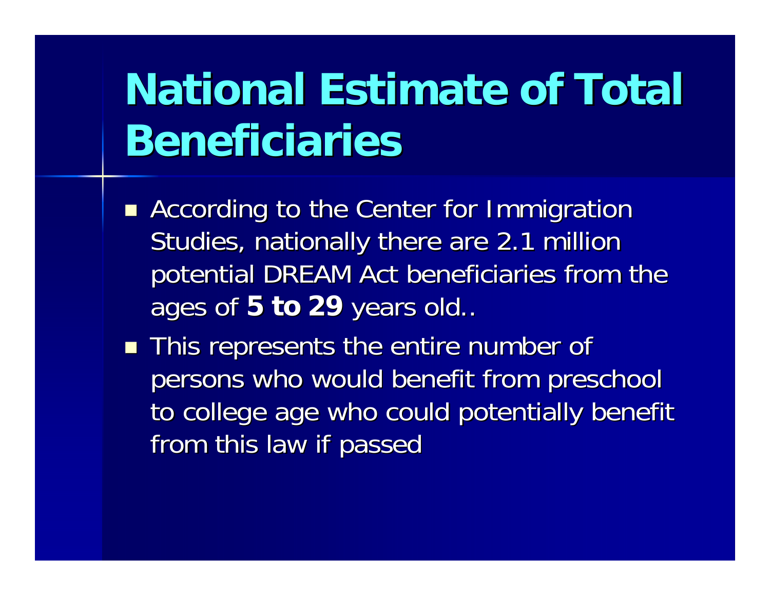# National Estimate of Total Beneficiaries

- According to the Center for Immigration Studies, nationally there are 2.1 million potential DREAM Act beneficiaries from the ages of **5 to 29** years old..
- This represents the entire number of persons who would benefit from preschool to college age who could potentially benefit from this law if passed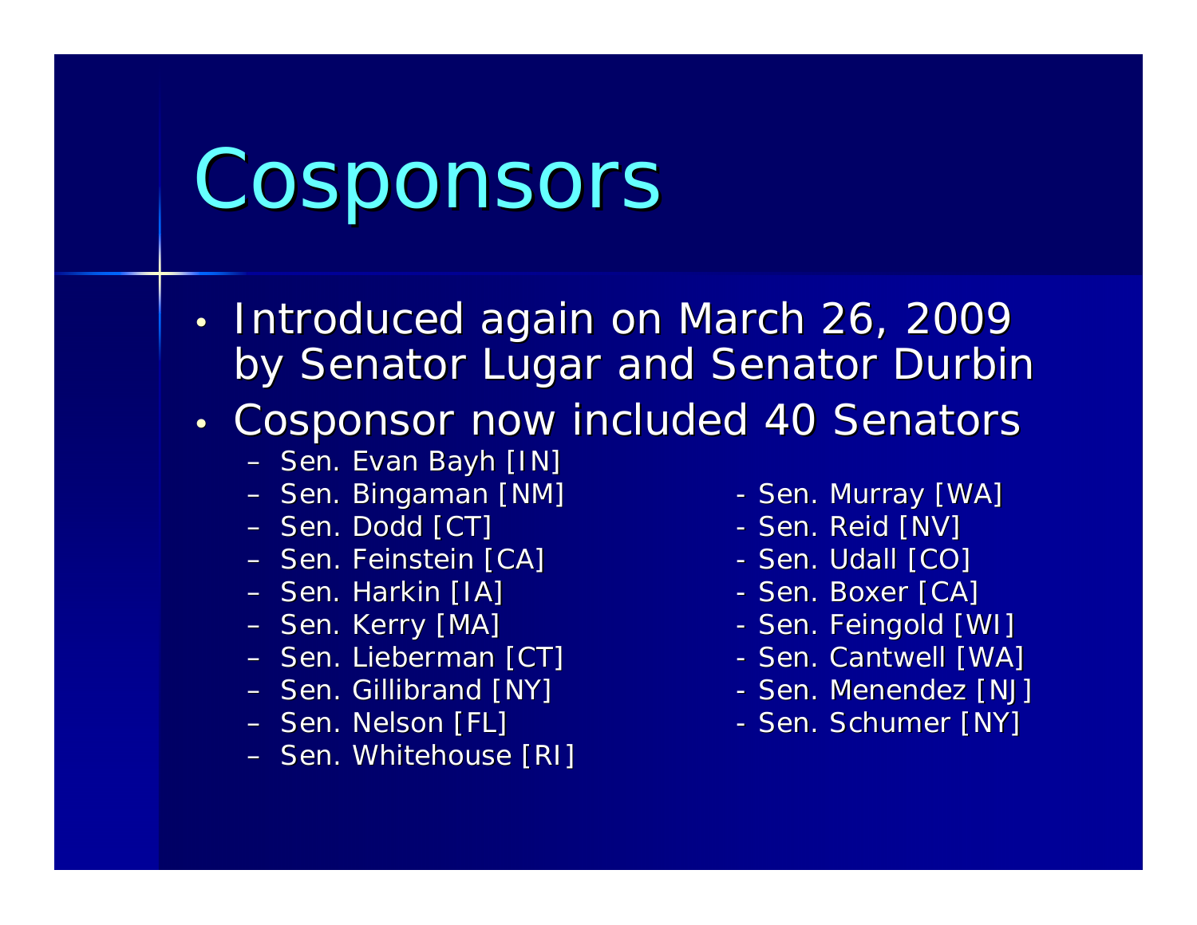# Cosponsors

- Introduced again on March 26, 2009 by Senator Lugar and Senator Durbin
- Cosponsor now included 40 Senators
  - Sen. Evan Bayh [IN]
  - Sen. Bingaman [NM]
  - Sen. Dodd [CT]
  - Sen. Feinstein [CA]
  - Sen. Harkin [IA]
  - Sen. Kerry [MA]
  - Sen. Lieberman [CT]
  - Sen. Gillibrand [NY]
  - Sen. Nelson [FL]
  - Sen. Whitehouse [RI]
  - Sen. Murray [WA]
  - Sen. Reid [NV]
  - Sen. Udall [CO]
  - Sen. Boxer [CA]
  - Sen. Feingold [WI]
  - Sen. Cantwell [WA]
  - Sen. Menendez [NJ]
  - Sen. Schumer [NY]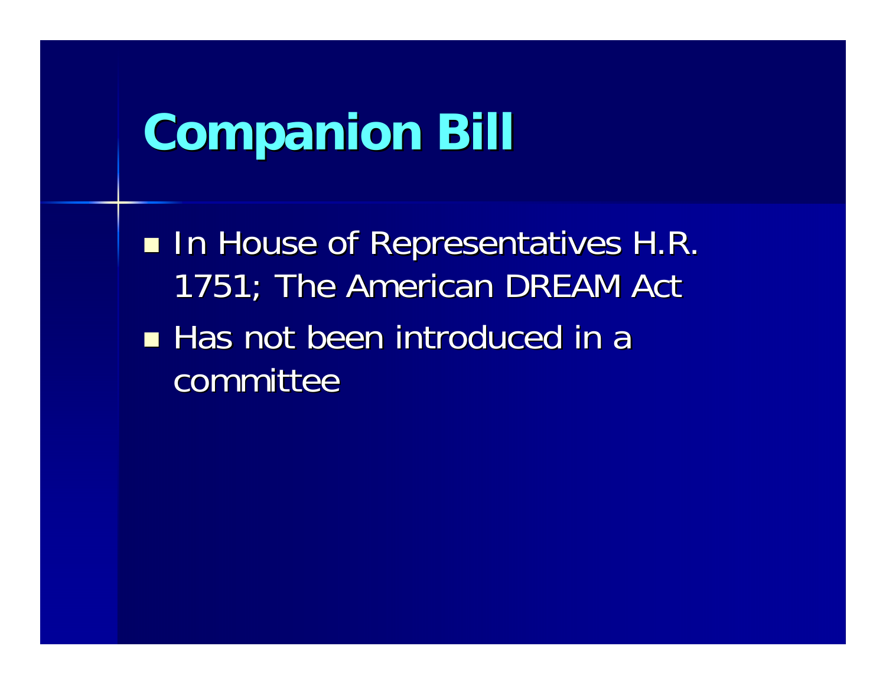# Companion Bill

- In House of Representatives H.R. 1751; The American DREAM Act
- Has not been introduced in a committee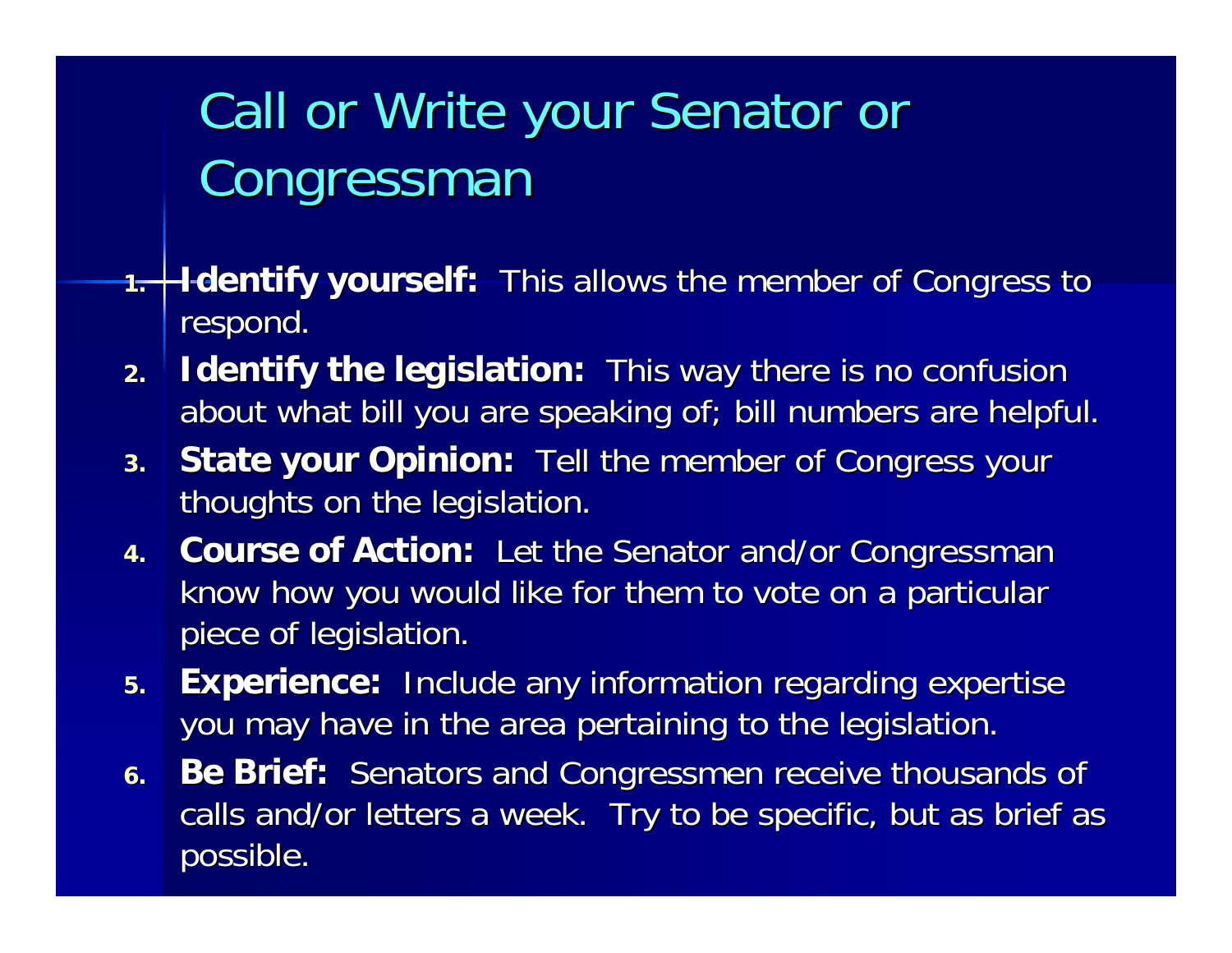# Call or Write your Senator or Congressman

1. **Identify yourself:** This allows the member of Congress to respond.
2. **Identify the legislation:** This way there is no confusion about what bill you are speaking of; bill numbers are helpful.
3. **State your Opinion:** Tell the member of Congress your thoughts on the legislation.
4. **Course of Action:** Let the Senator and/or Congressman know how you would like for them to vote on a particular piece of legislation.
5. **Experience:** Include any information regarding expertise you may have in the area pertaining to the legislation.
6. **Be Brief:** Senators and Congressmen receive thousands of calls and/or letters a week. Try to be specific, but as brief as possible.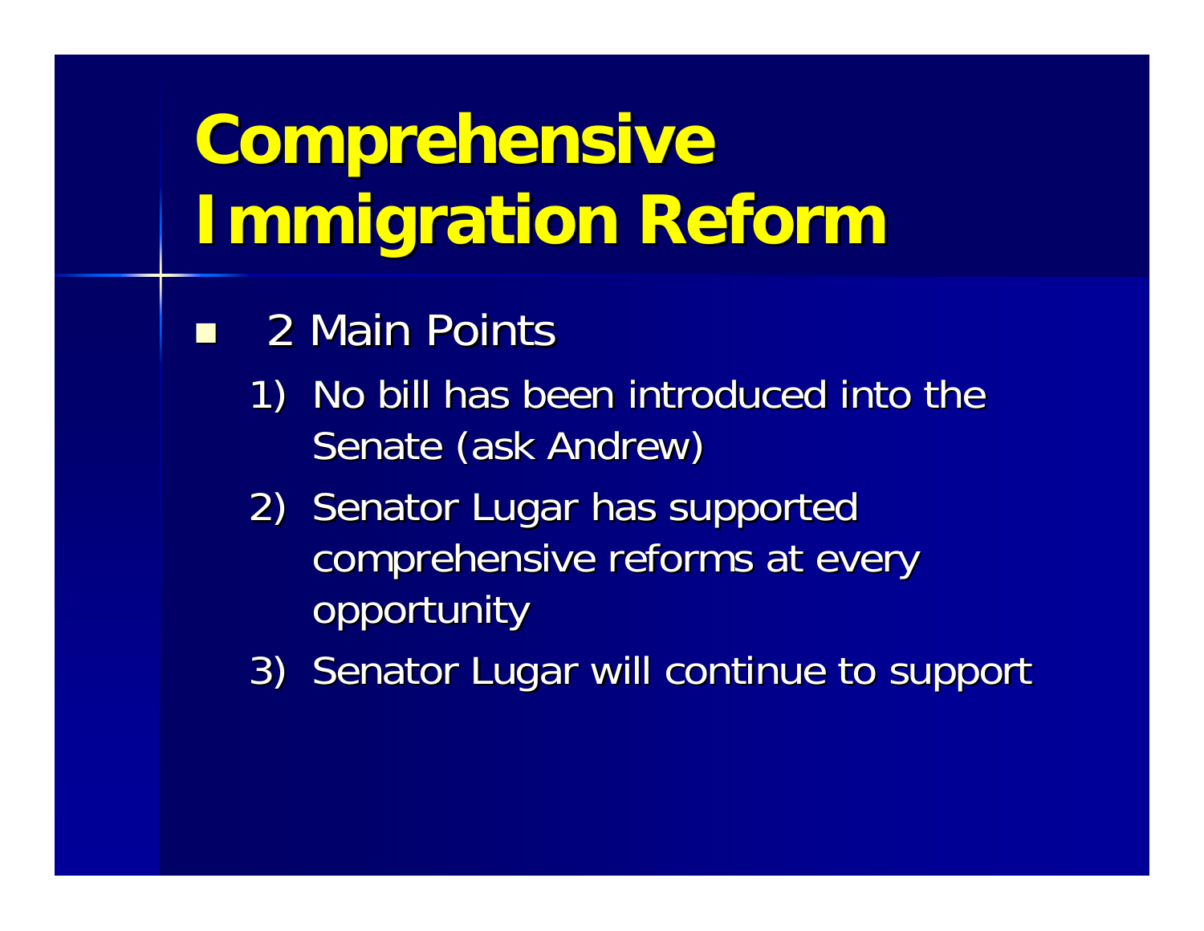# Comprehensive Immigration Reform

- 2 Main Points
  1) No bill has been introduced into the Senate (ask Andrew)
  2) Senator Lugar has supported comprehensive reforms at every opportunity
  3) Senator Lugar will continue to support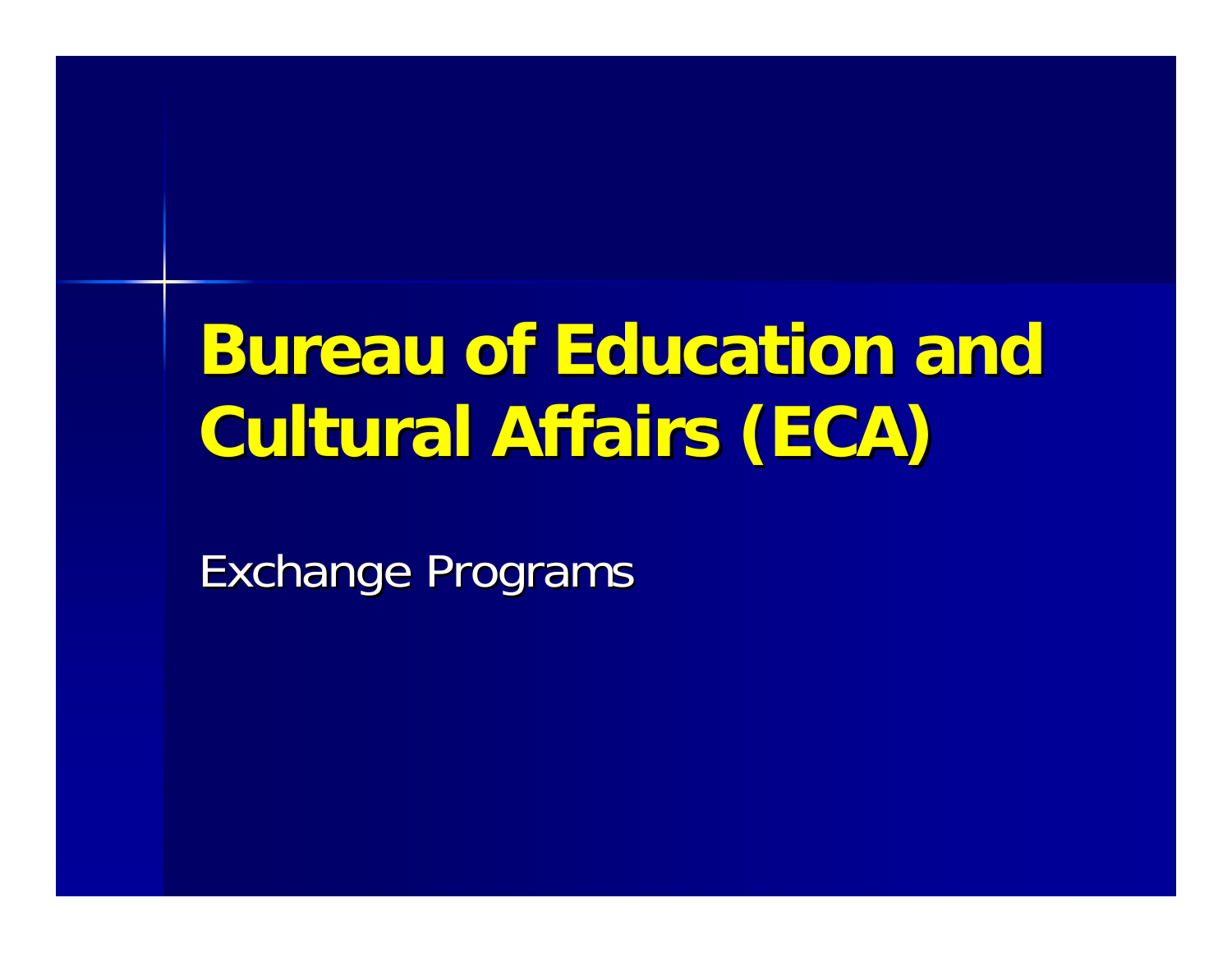# Bureau of Education and Cultural Affairs (ECA)

Exchange Programs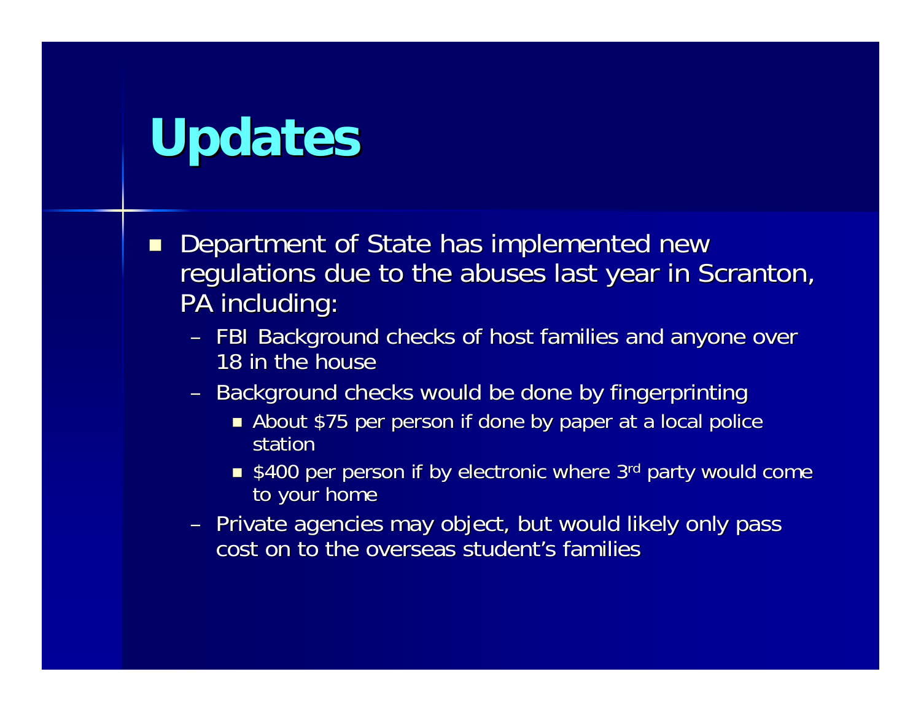# Updates

- Department of State has implemented new regulations due to the abuses last year in Scranton, PA including:
  - FBI Background checks of host families and anyone over 18 in the house
  - Background checks would be done by fingerprinting
    - About $75 per person if done by paper at a local police station
    - $400 per person if by electronic where 3rd party would come to your home
  - Private agencies may object, but would likely only pass cost on to the overseas student's families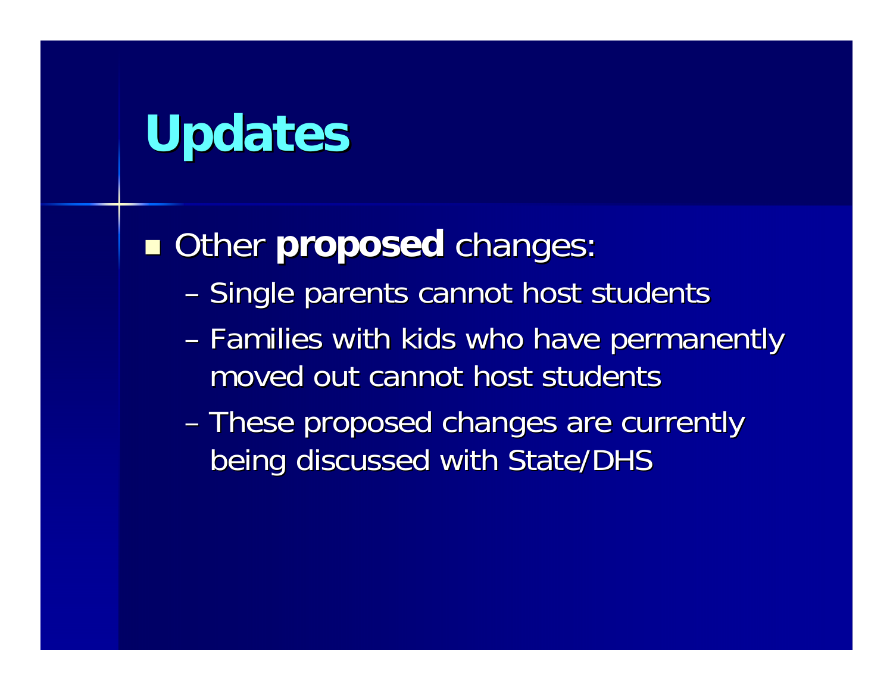# Updates

- Other **proposed** changes:
  - Single parents cannot host students
  - Families with kids who have permanently moved out cannot host students
  - These proposed changes are currently being discussed with State/DHS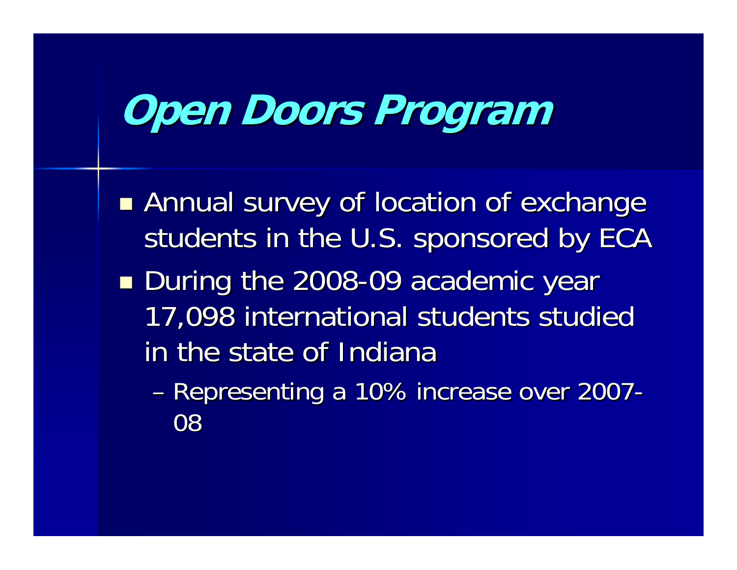# Open Doors Program

- Annual survey of location of exchange students in the U.S. sponsored by ECA
- During the 2008-09 academic year 17,098 international students studied in the state of Indiana
  - Representing a 10% increase over 2007-08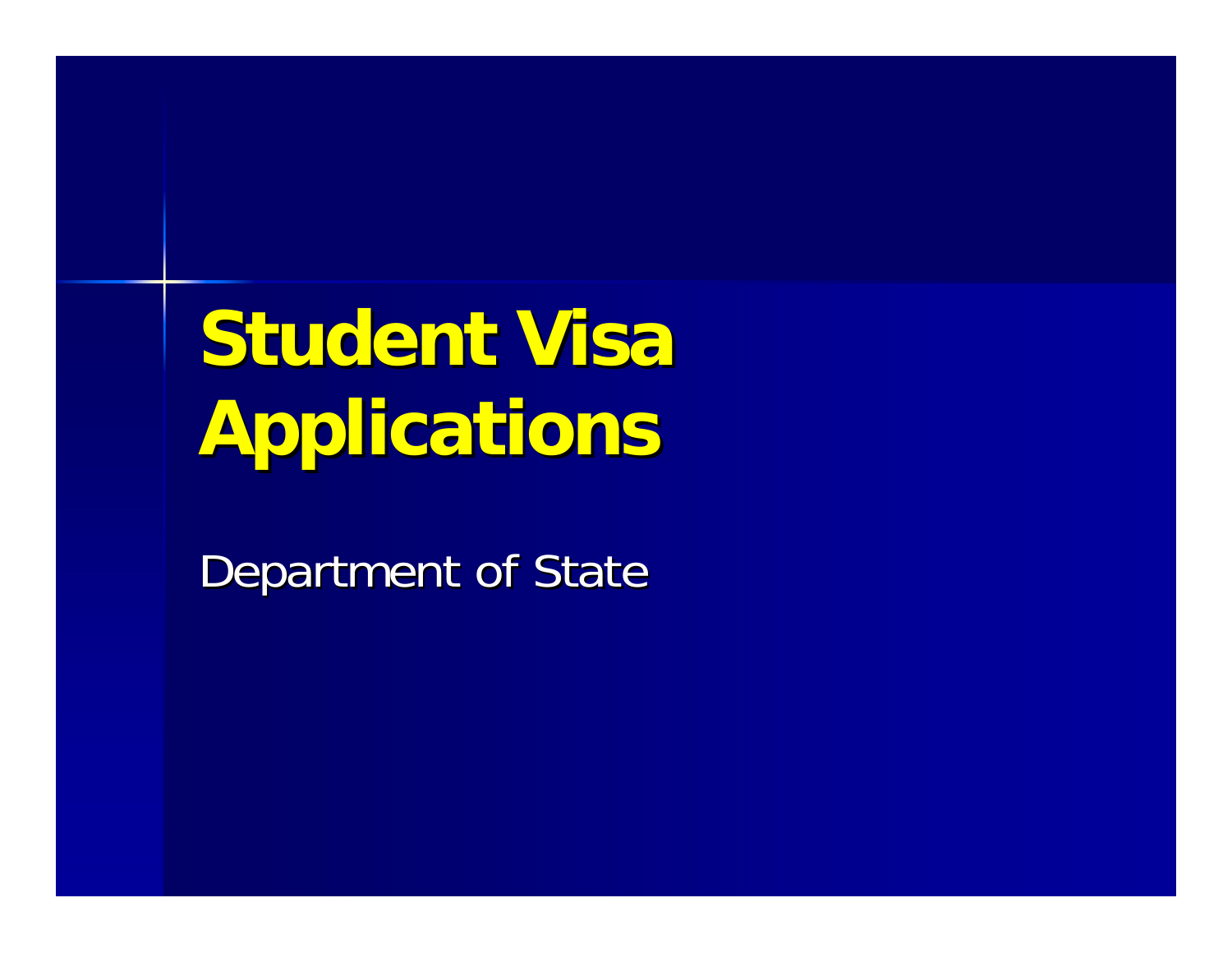# Student Visa Applications

Department of State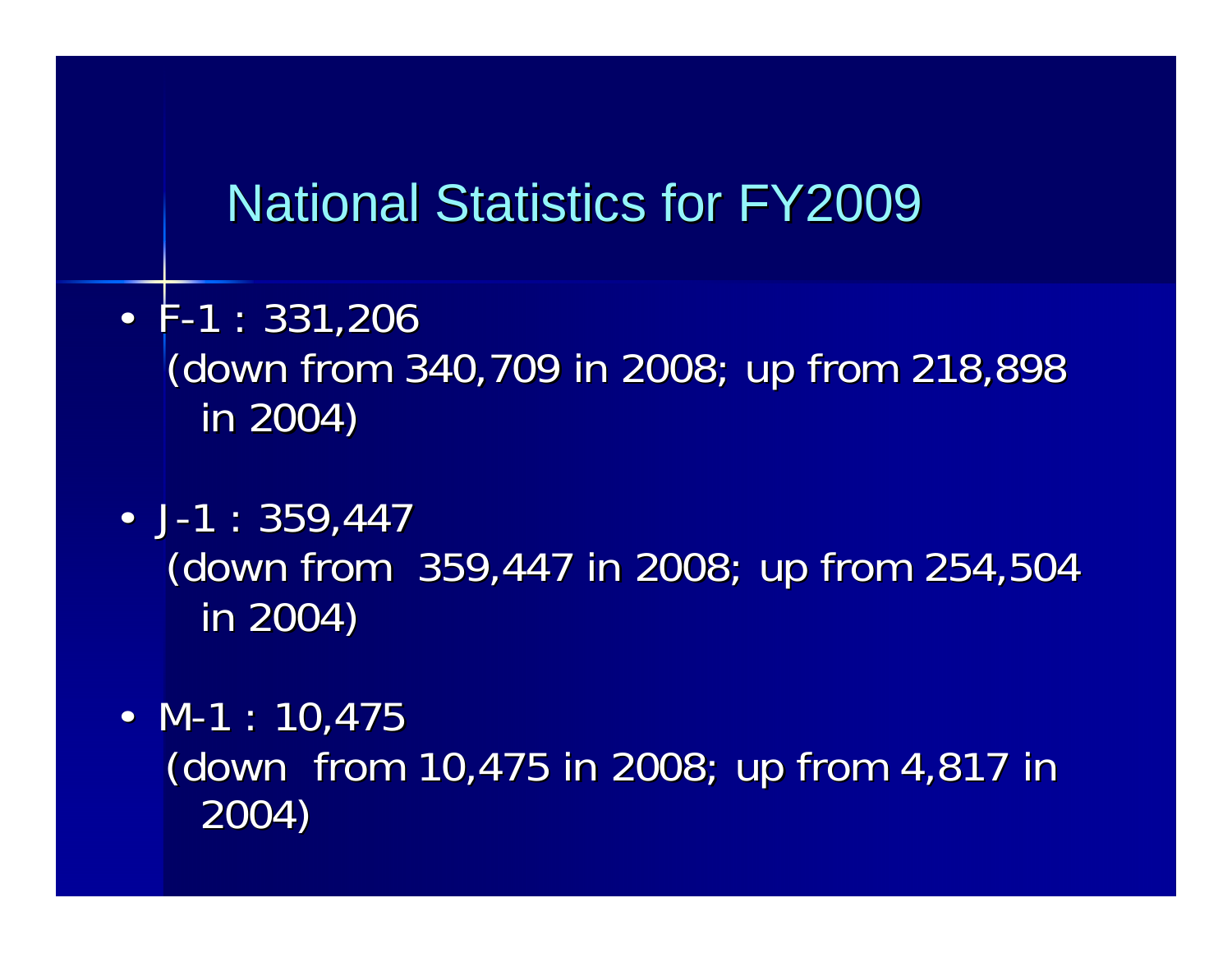# National Statistics for FY2009

- F-1 : 331,206
  (down from 340,709 in 2008; up from 218,898 in 2004)

- J-1 : 359,447
  (down from 359,447 in 2008; up from 254,504 in 2004)

- M-1 : 10,475
  (down from 10,475 in 2008; up from 4,817 in 2004)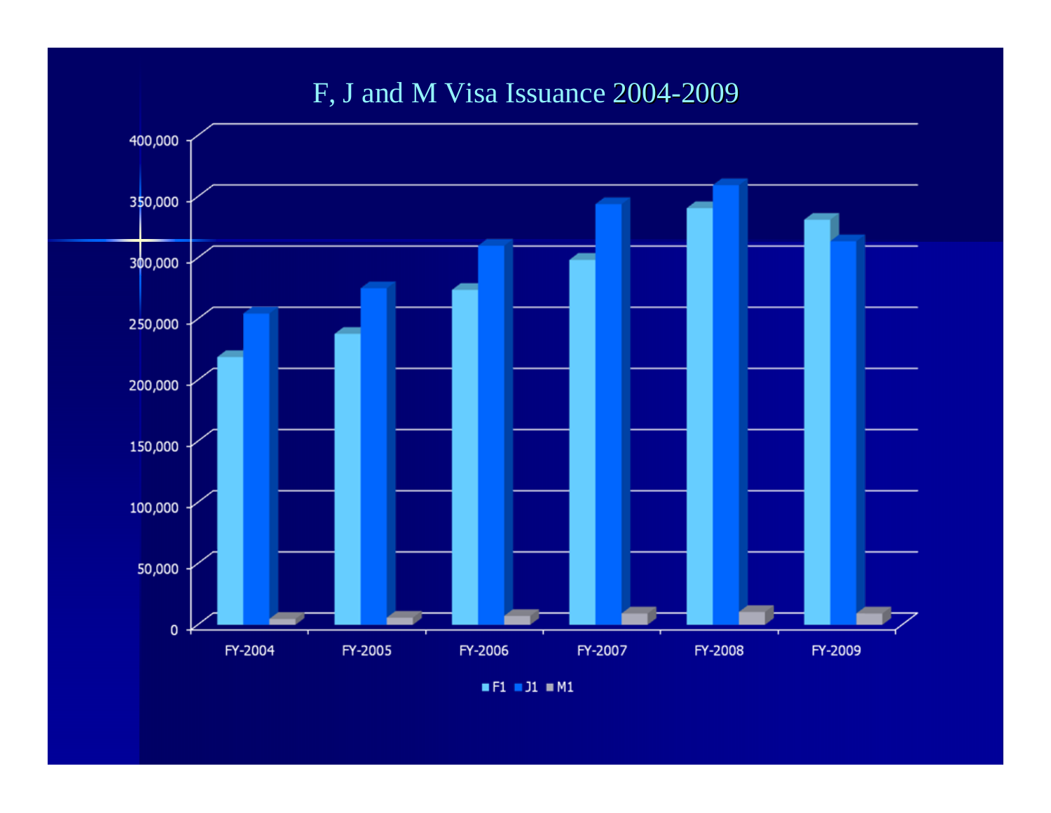# F, J and M Visa Issuance 2004-2009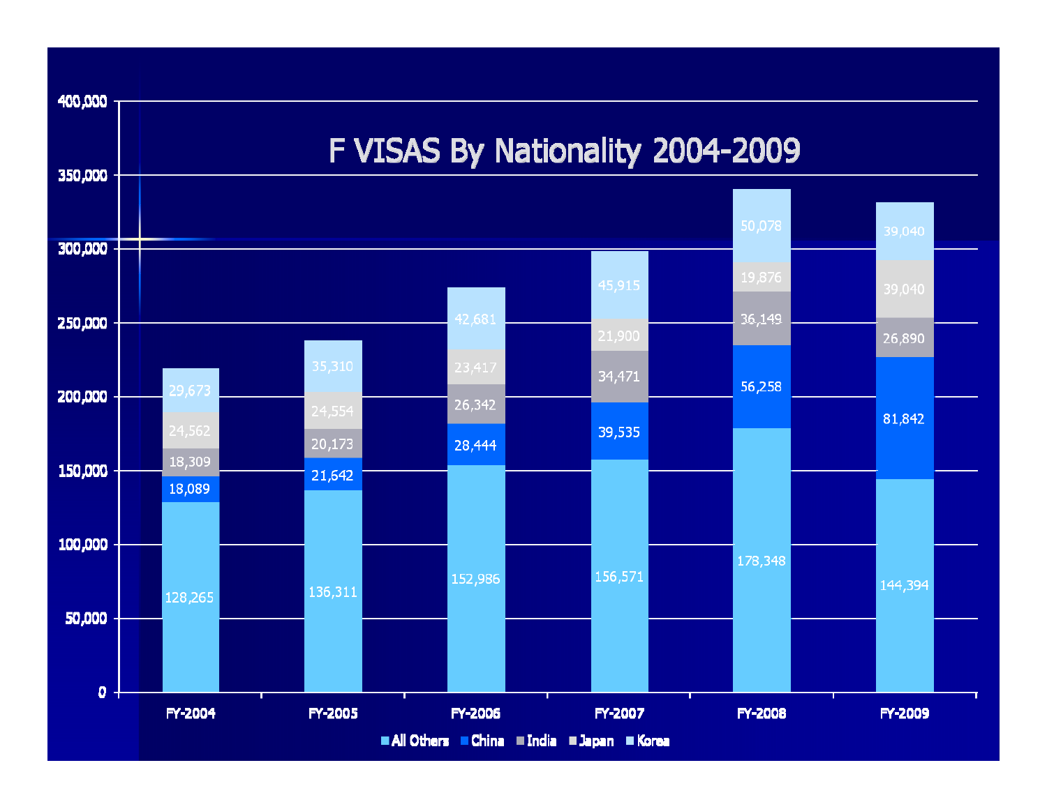# F VISAS By Nationality 2004-2009

| | FY-2004 | FY-2005 | FY-2006 | FY-2007 | FY-2008 | FY-2009 |
|---|---|---|---|---|---|---|
| Korea | 29,673 | 35,310 | 42,681 | 45,915 | 50,078 | 39,040 |
| Japan | 24,562 | 24,554 | 23,417 | 21,900 | 19,876 | 39,040 |
| India | 18,309 | 20,173 | 26,342 | 34,471 | 36,149 | 26,890 |
| China | 18,089 | 21,642 | 28,444 | 39,535 | 56,258 | 81,842 |
| All Others | 128,265 | 136,311 | 152,986 | 156,571 | 178,348 | 144,394 |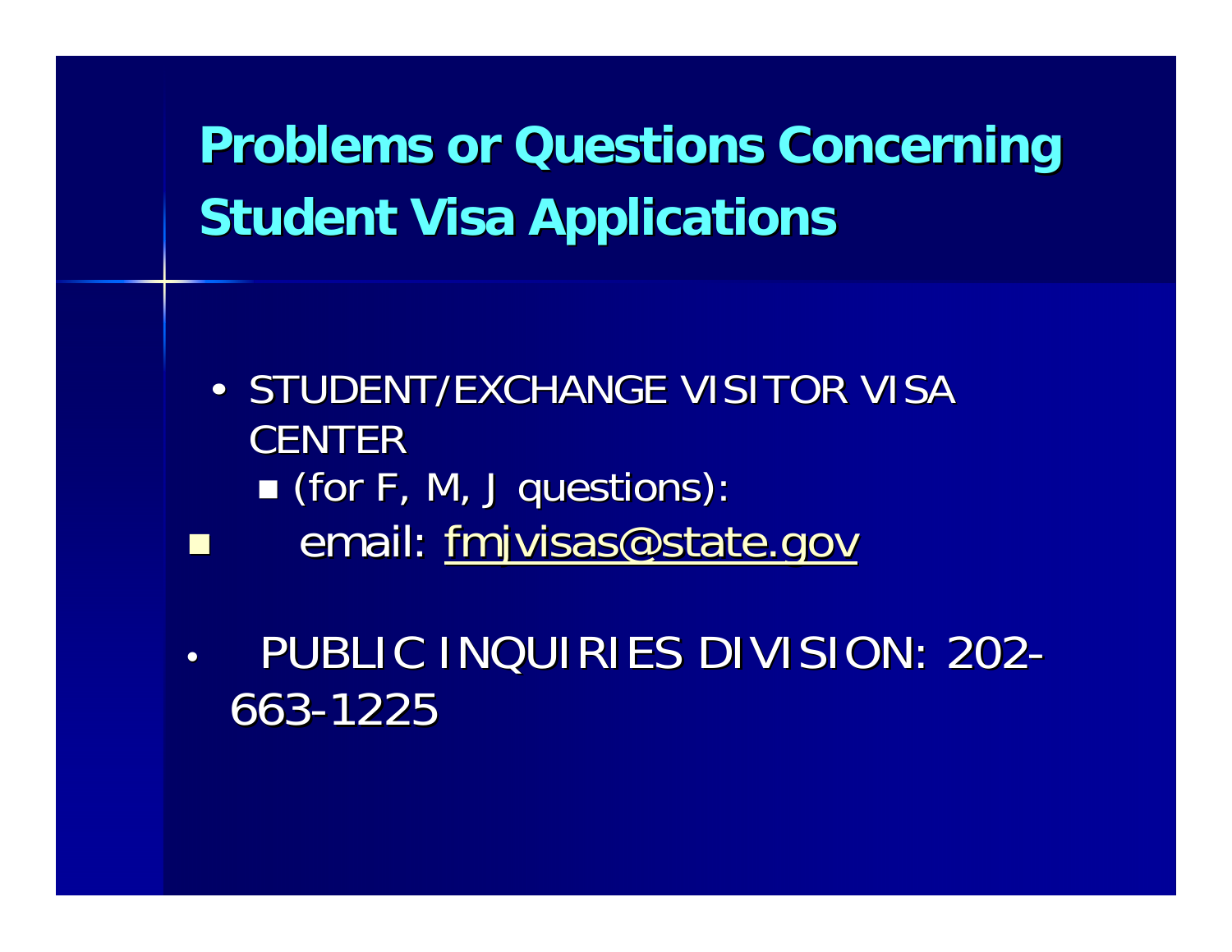# Problems or Questions Concerning Student Visa Applications

- STUDENT/EXCHANGE VISITOR VISA CENTER
  - (for F, M, J questions):
- email: fmjvisas@state.gov

- PUBLIC INQUIRIES DIVISION: 202-663-1225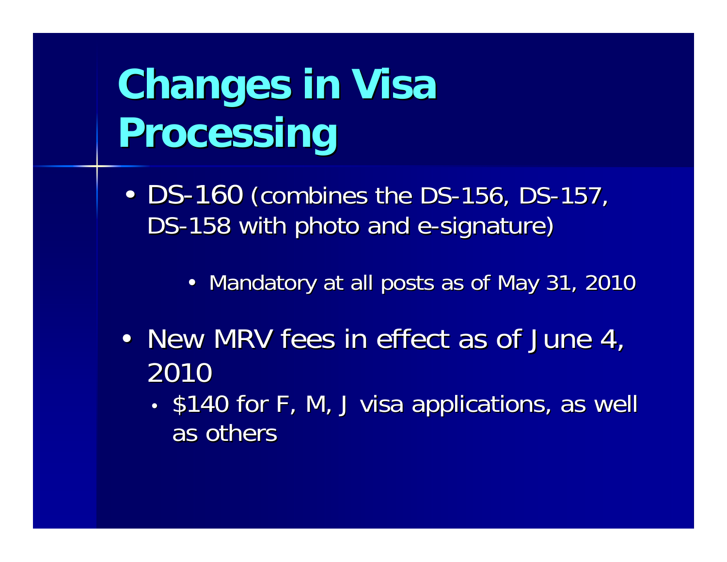# Changes in Visa Processing

- DS-160 (combines the DS-156, DS-157, DS-158 with photo and e-signature)
  - Mandatory at all posts as of May 31, 2010
- New MRV fees in effect as of June 4, 2010
  - $140 for F, M, J visa applications, as well as others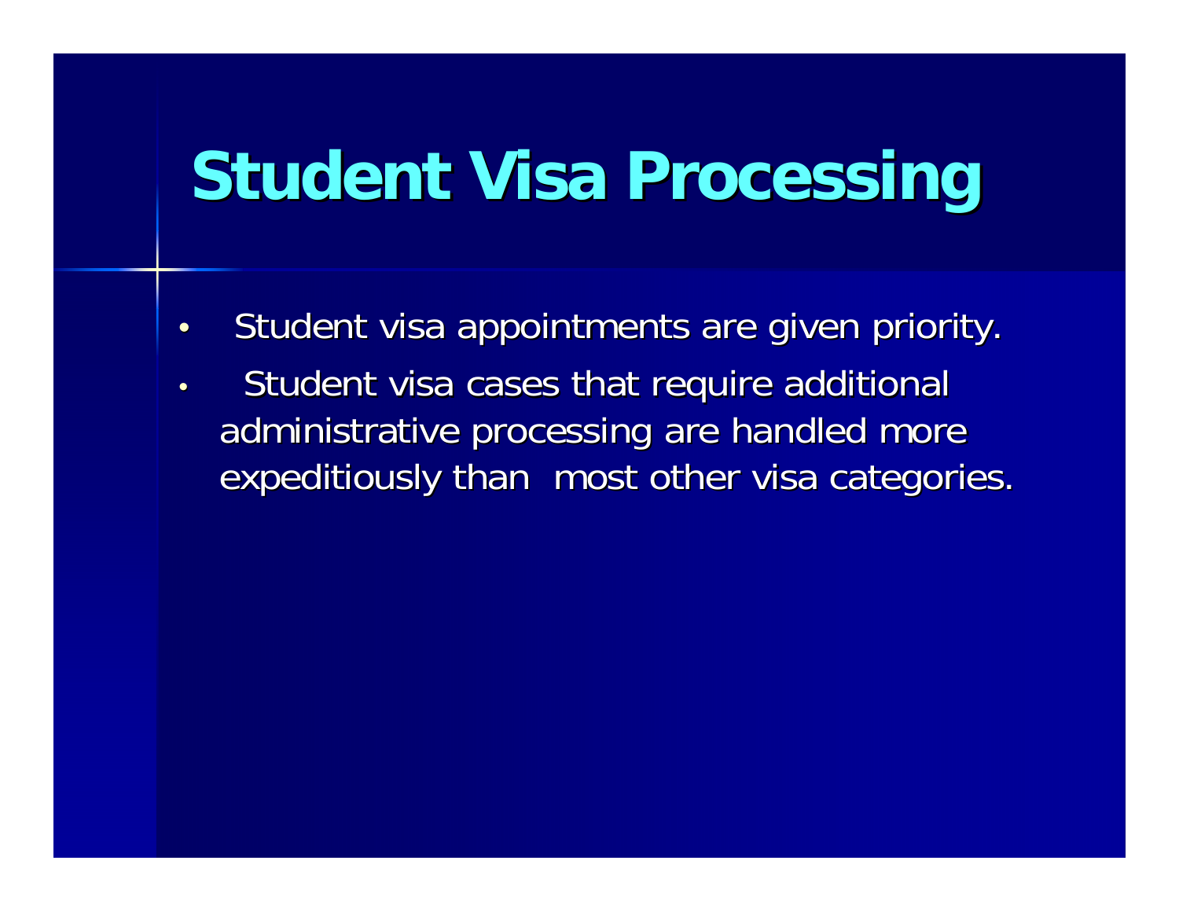# Student Visa Processing

- Student visa appointments are given priority.
- Student visa cases that require additional administrative processing are handled more expeditiously than most other visa categories.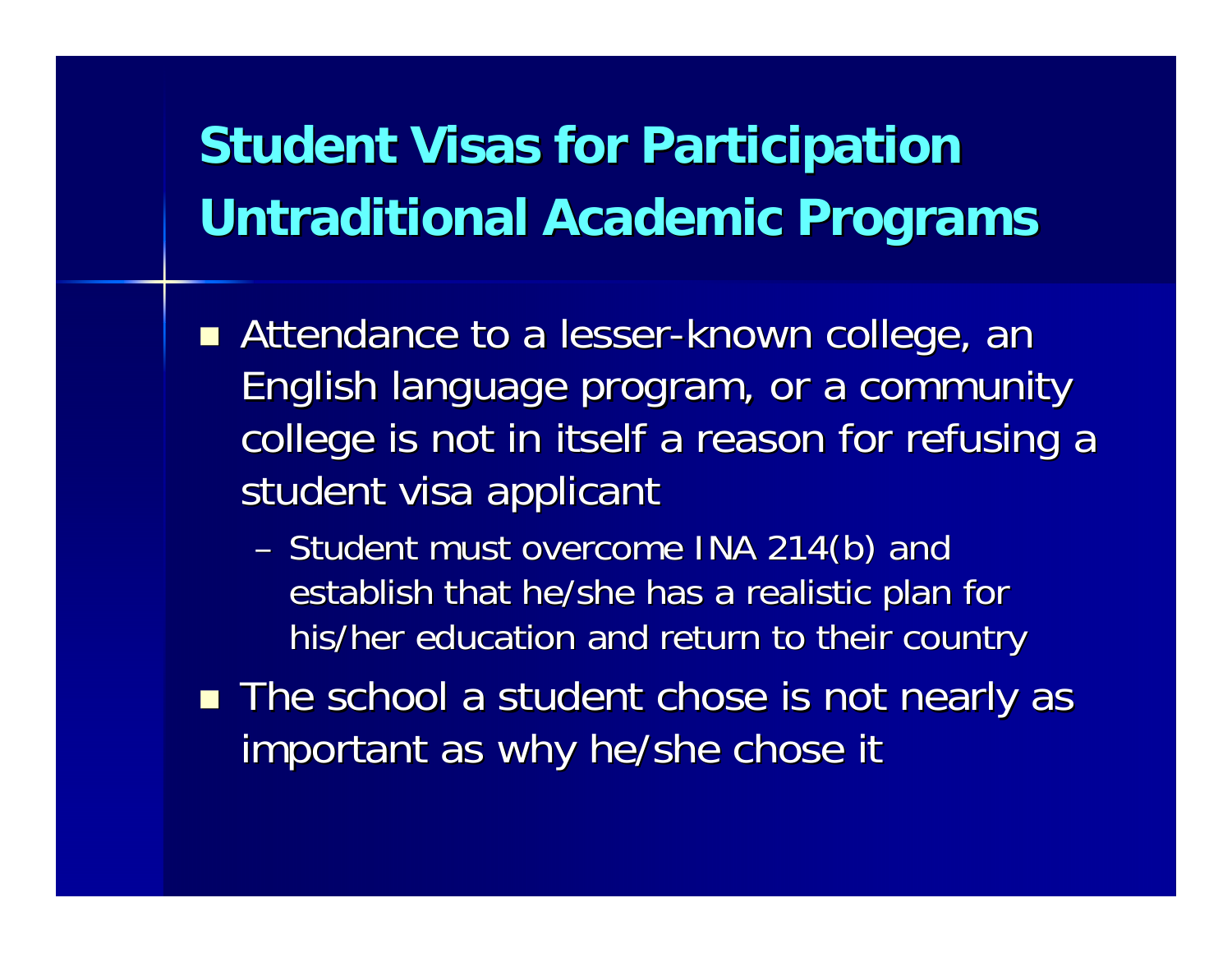# Student Visas for Participation Untraditional Academic Programs

- Attendance to a lesser-known college, an English language program, or a community college is not in itself a reason for refusing a student visa applicant
  - Student must overcome INA 214(b) and establish that he/she has a realistic plan for his/her education and return to their country
- The school a student chose is not nearly as important as why he/she chose it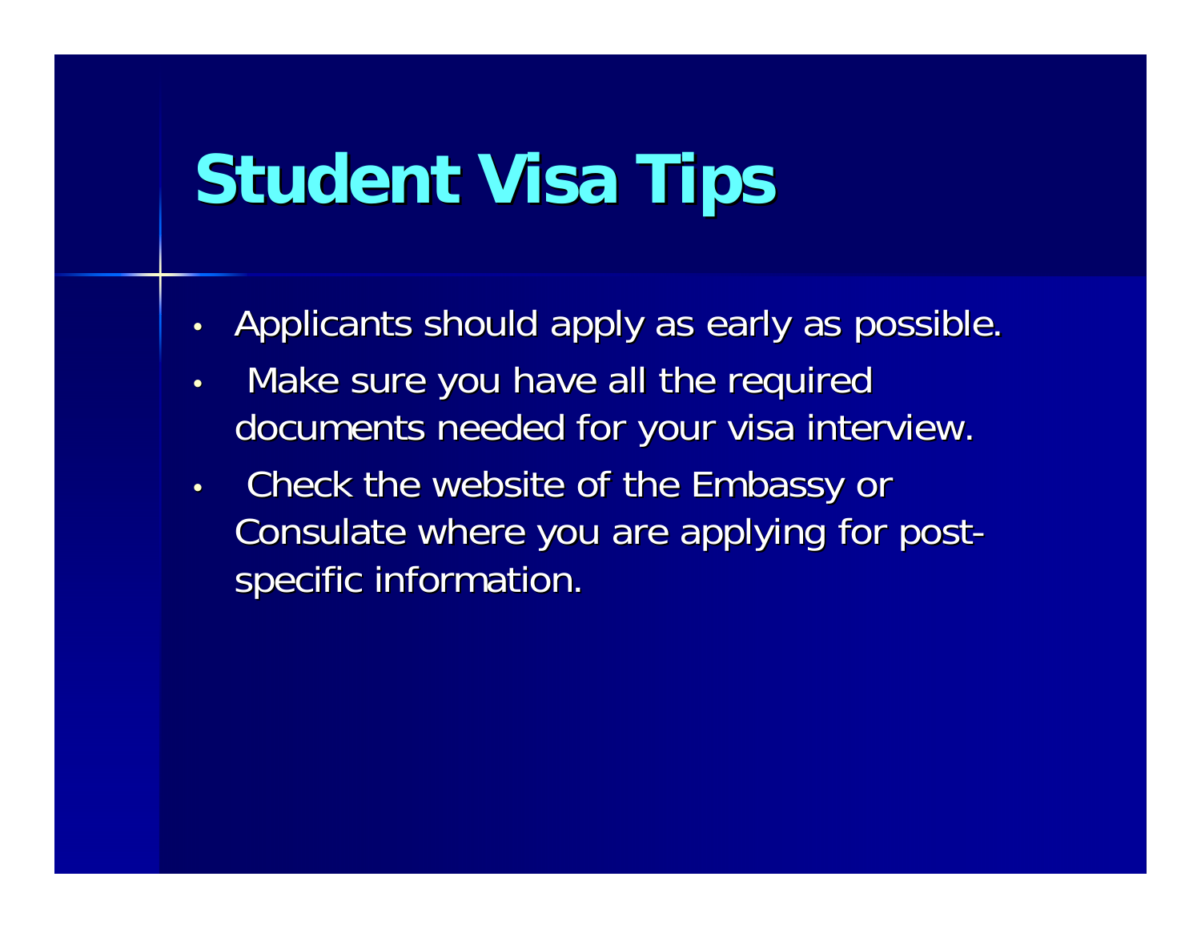# Student Visa Tips

- Applicants should apply as early as possible.
- Make sure you have all the required documents needed for your visa interview.
- Check the website of the Embassy or Consulate where you are applying for post-specific information.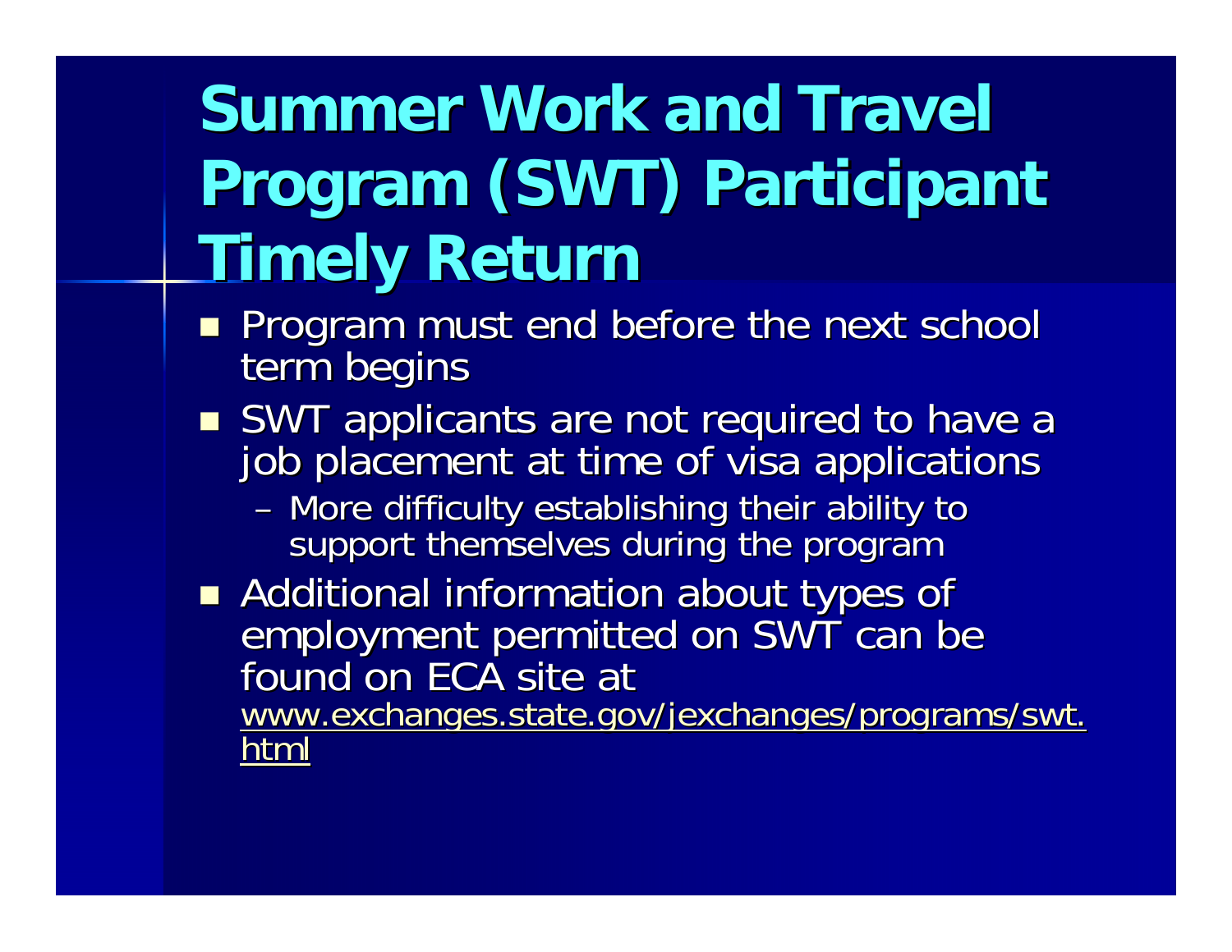# Summer Work and Travel Program (SWT) Participant Timely Return

- Program must end before the next school term begins
- SWT applicants are not required to have a job placement at time of visa applications
  - More difficulty establishing their ability to support themselves during the program
- Additional information about types of employment permitted on SWT can be found on ECA site at www.exchanges.state.gov/jexchanges/programs/swt.html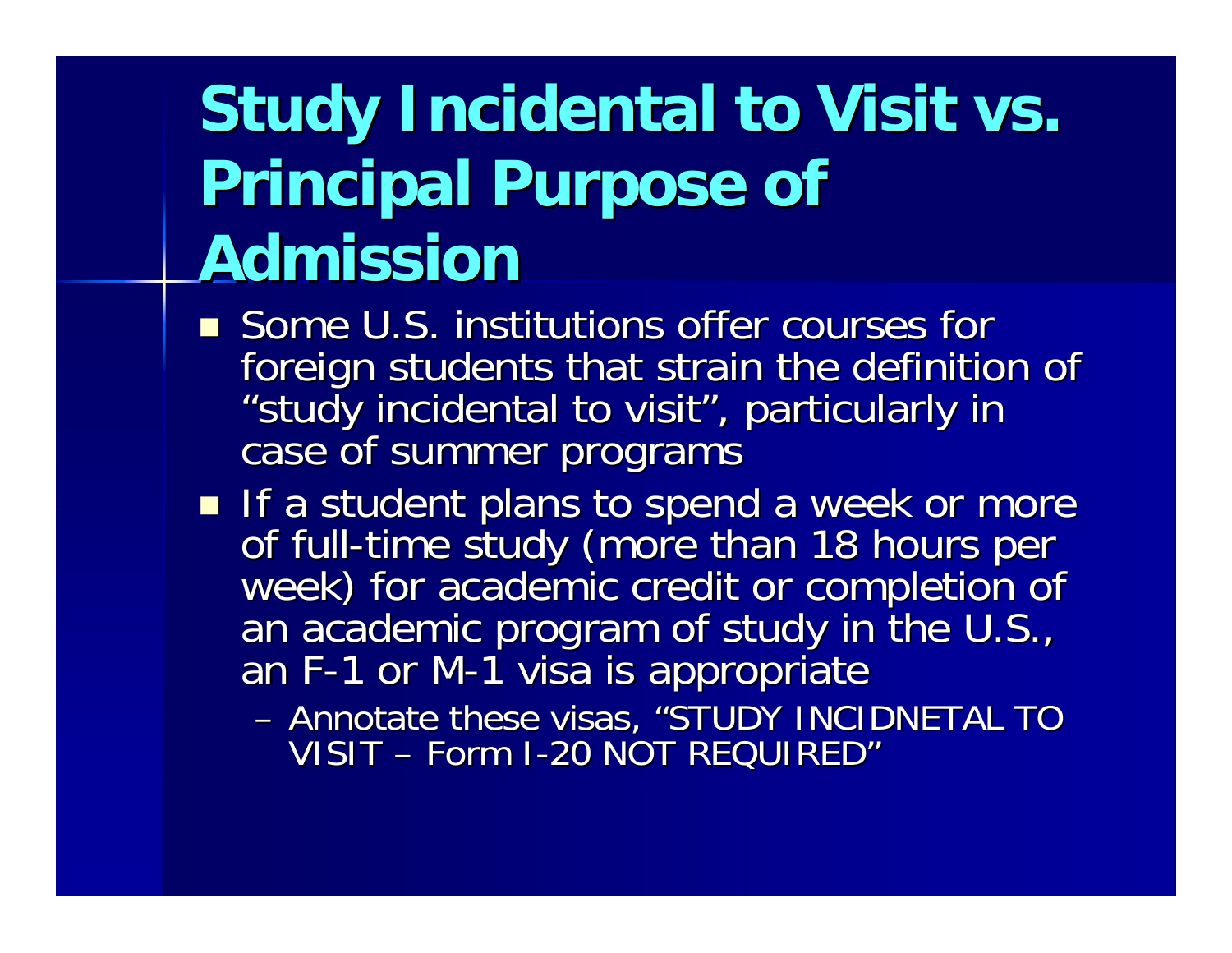# Study Incidental to Visit vs. Principal Purpose of Admission

- Some U.S. institutions offer courses for foreign students that strain the definition of "study incidental to visit", particularly in case of summer programs
- If a student plans to spend a week or more of full-time study (more than 18 hours per week) for academic credit or completion of an academic program of study in the U.S., an F-1 or M-1 visa is appropriate
  - Annotate these visas, "STUDY INCIDNETAL TO VISIT – Form I-20 NOT REQUIRED"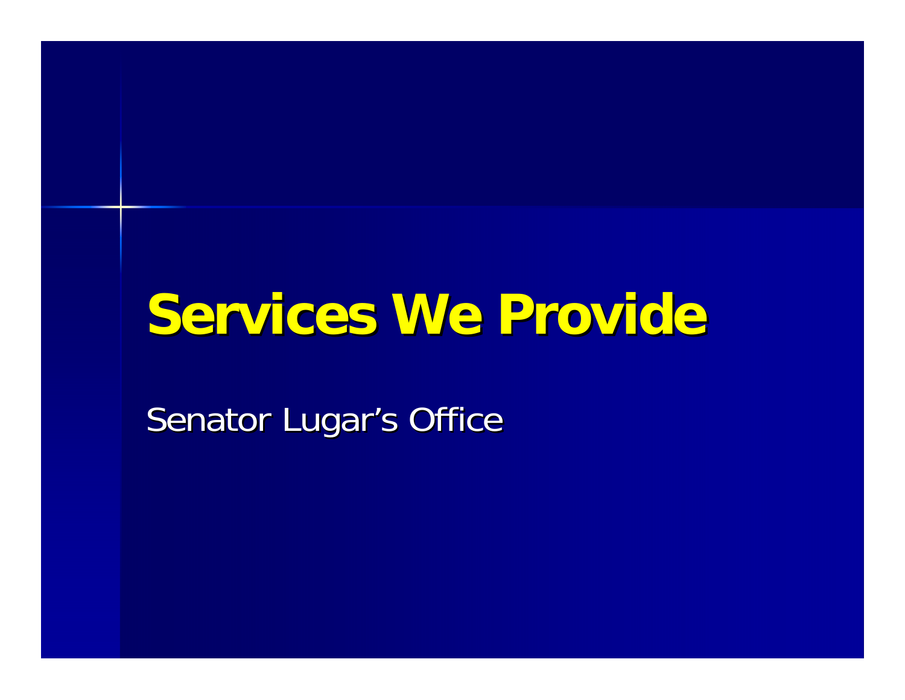# Services We Provide

Senator Lugar's Office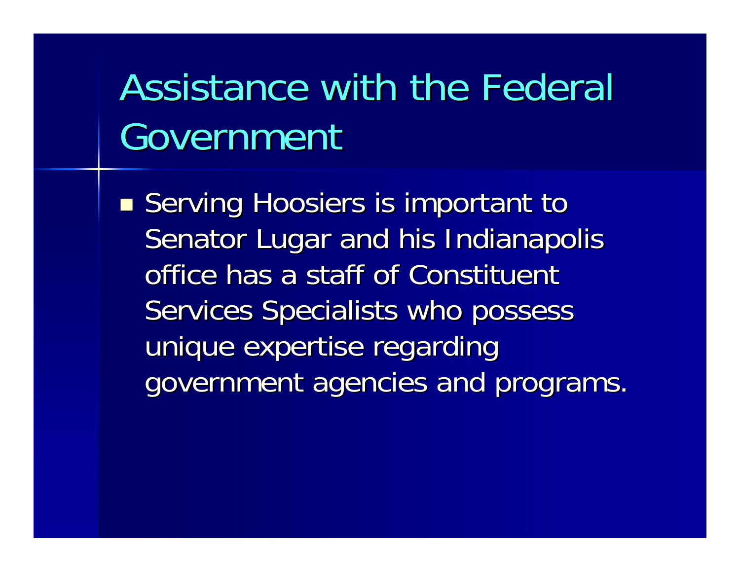# Assistance with the Federal Government

- Serving Hoosiers is important to Senator Lugar and his Indianapolis office has a staff of Constituent Services Specialists who possess unique expertise regarding government agencies and programs.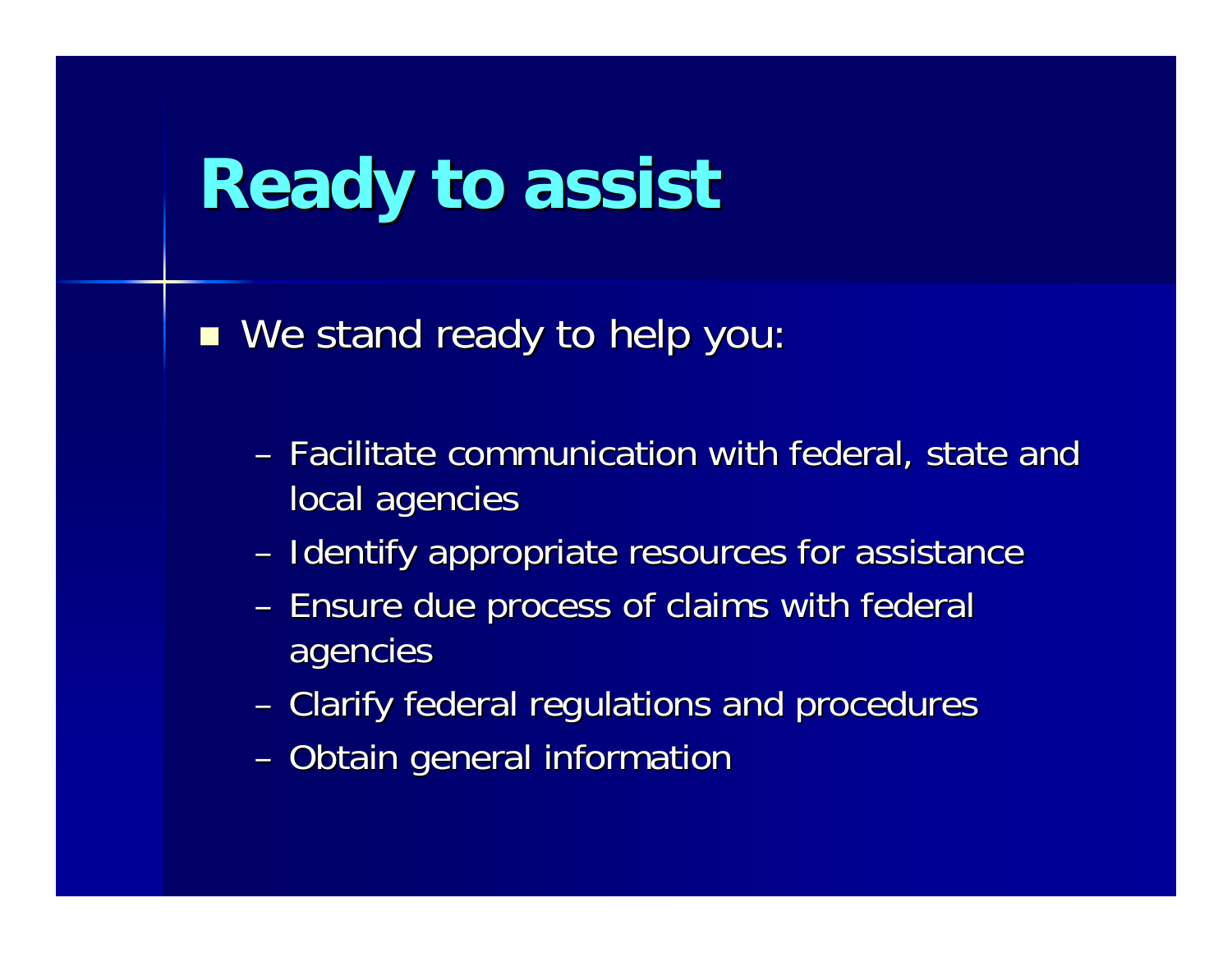# Ready to assist

- We stand ready to help you:
  - Facilitate communication with federal, state and local agencies
  - Identify appropriate resources for assistance
  - Ensure due process of claims with federal agencies
  - Clarify federal regulations and procedures
  - Obtain general information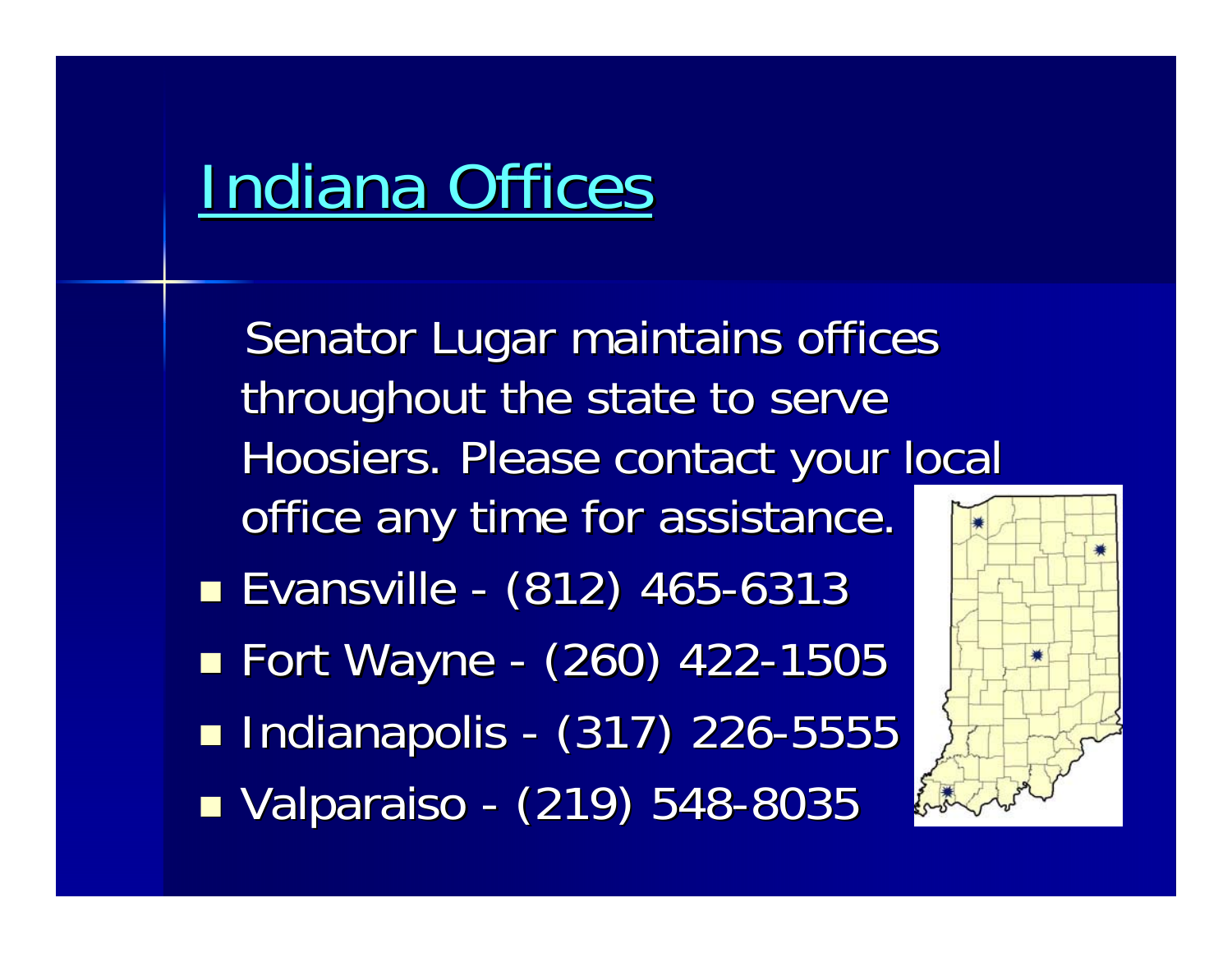# Indiana Offices

Senator Lugar maintains offices throughout the state to serve Hoosiers. Please contact your local office any time for assistance.

- Evansville - (812) 465-6313
- Fort Wayne - (260) 422-1505
- Indianapolis - (317) 226-5555
- Valparaiso - (219) 548-8035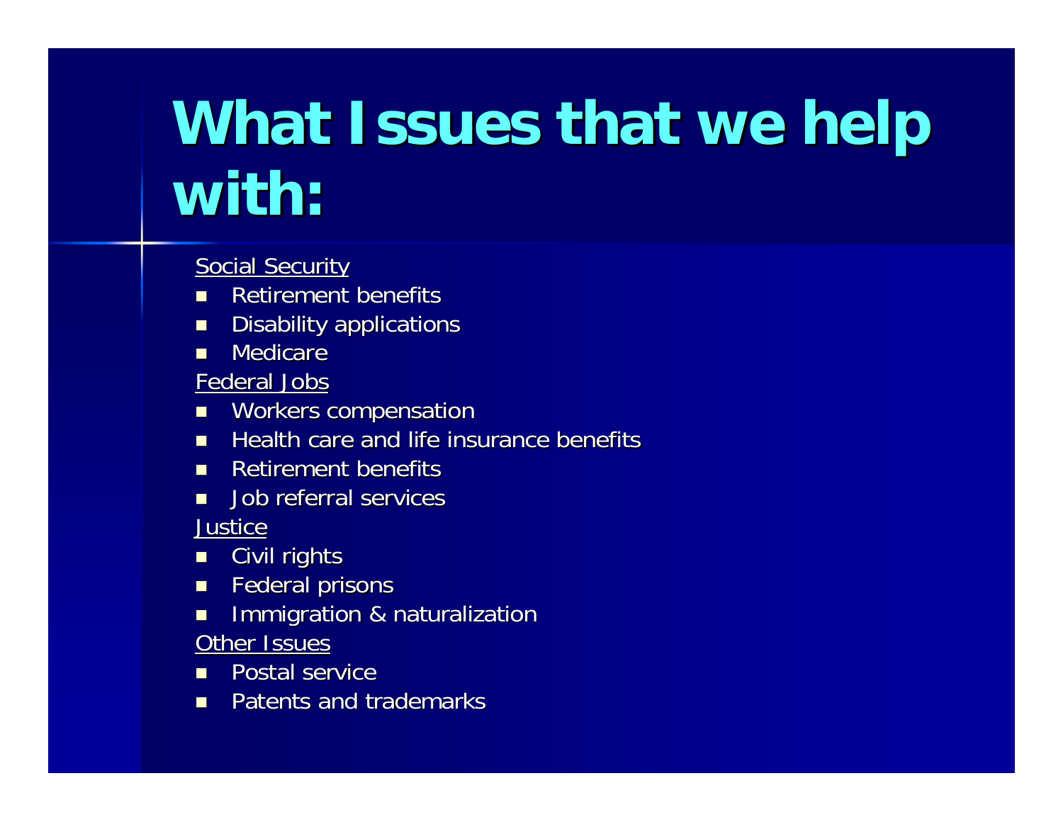# What Issues that we help with:

<u>Social Security</u>

- Retirement benefits
- Disability applications
- Medicare

<u>Federal Jobs</u>

- Workers compensation
- Health care and life insurance benefits
- Retirement benefits
- Job referral services

<u>Justice</u>

- Civil rights
- Federal prisons
- Immigration & naturalization

<u>Other Issues</u>

- Postal service
- Patents and trademarks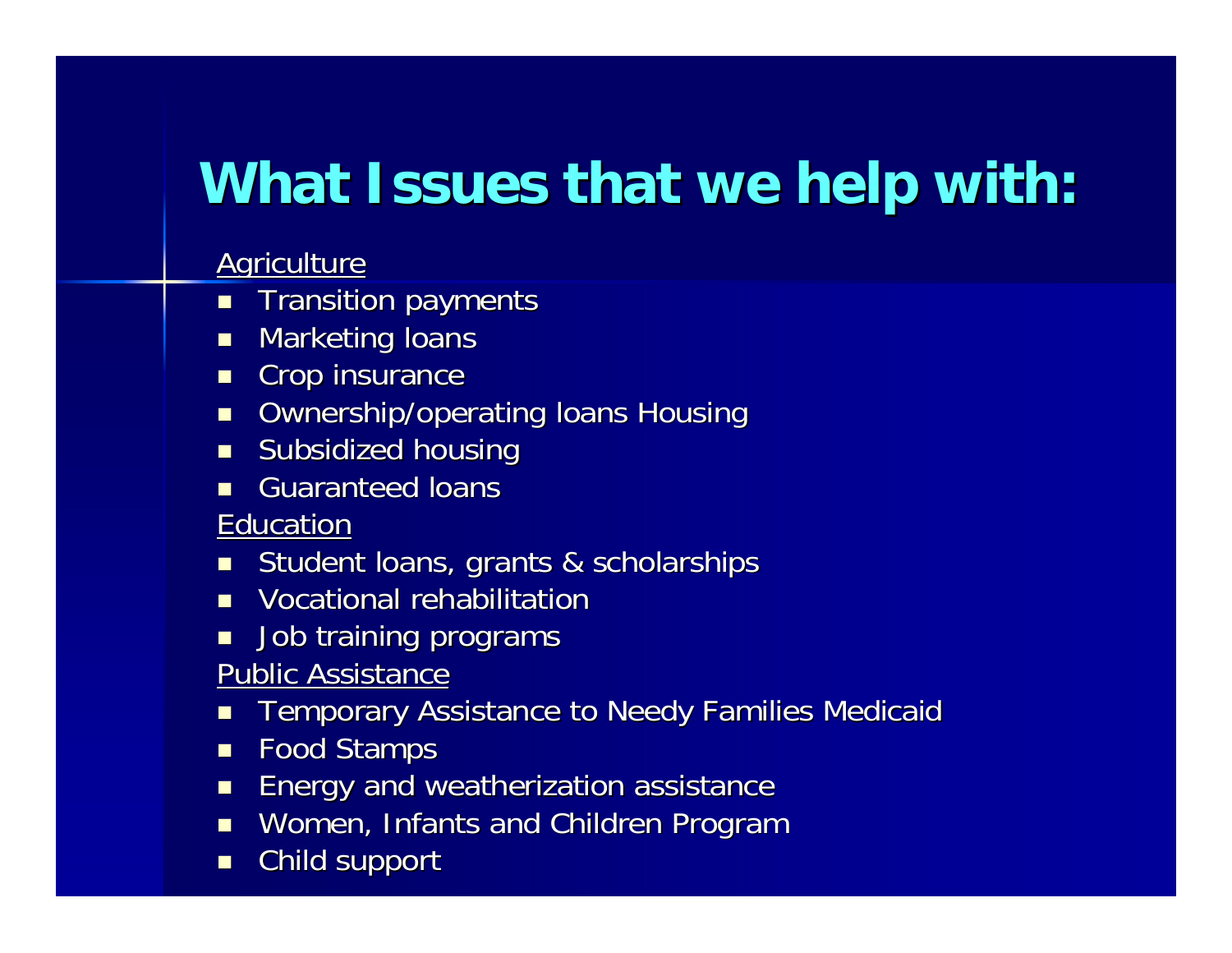# What Issues that we help with:

<u>Agriculture</u>

- Transition payments
- Marketing loans
- Crop insurance
- Ownership/operating loans Housing
- Subsidized housing
- Guaranteed loans

<u>Education</u>

- Student loans, grants & scholarships
- Vocational rehabilitation
- Job training programs

<u>Public Assistance</u>

- Temporary Assistance to Needy Families Medicaid
- Food Stamps
- Energy and weatherization assistance
- Women, Infants and Children Program
- Child support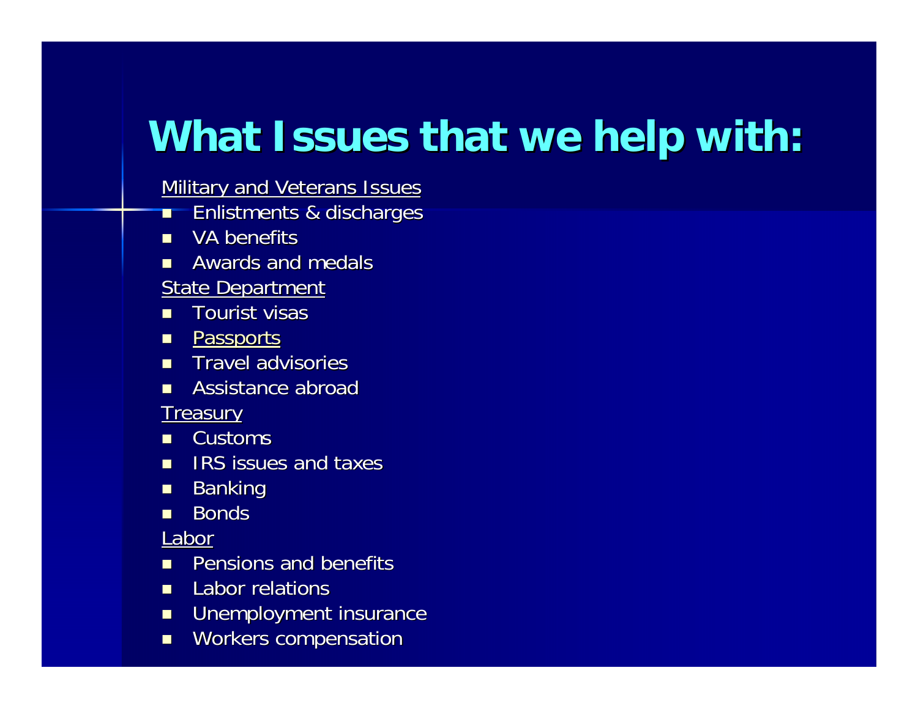# What Issues that we help with:

Military and Veterans Issues

- Enlistments & discharges
- VA benefits
- Awards and medals

State Department

- Tourist visas
- Passports
- Travel advisories
- Assistance abroad

Treasury

- Customs
- IRS issues and taxes
- Banking
- Bonds

Labor

- Pensions and benefits
- Labor relations
- Unemployment insurance
- Workers compensation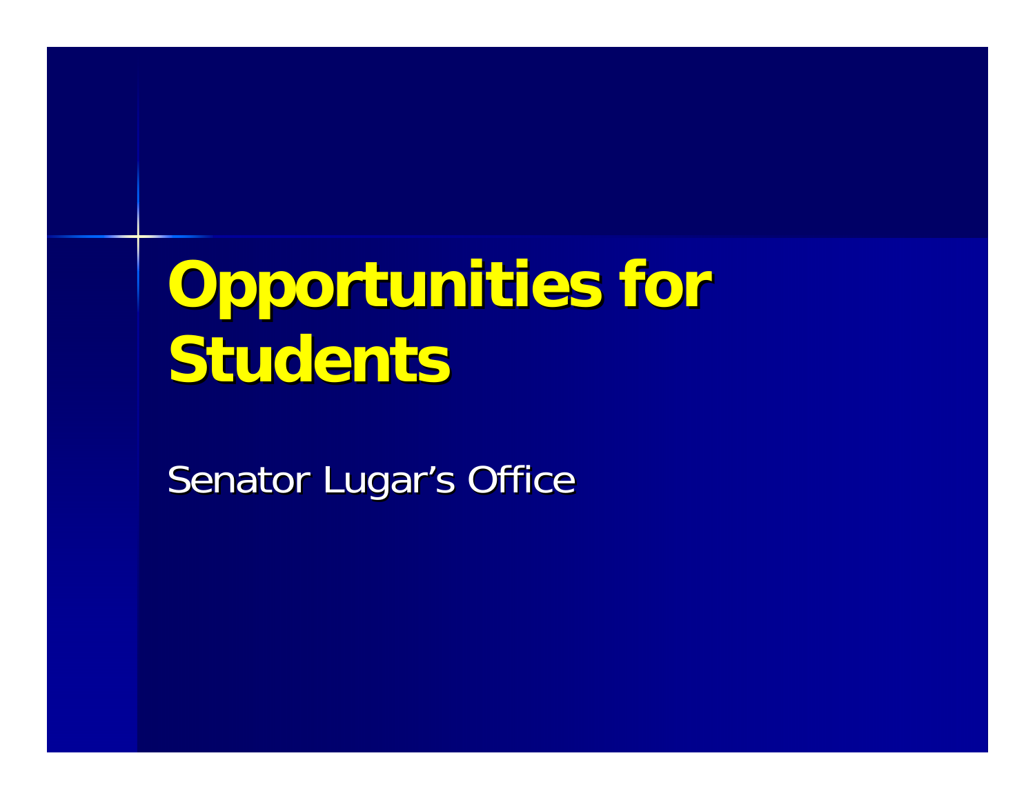# Opportunities for Students

Senator Lugar's Office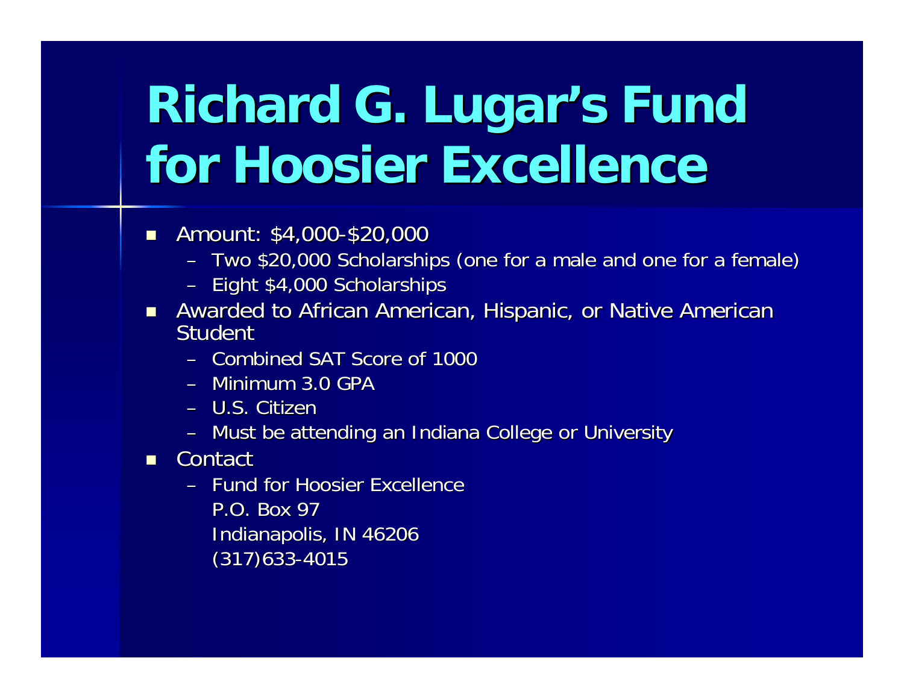# Richard G. Lugar's Fund for Hoosier Excellence

- Amount: $4,000-$20,000
  - Two $20,000 Scholarships (one for a male and one for a female)
  - Eight $4,000 Scholarships
- Awarded to African American, Hispanic, or Native American Student
  - Combined SAT Score of 1000
  - Minimum 3.0 GPA
  - U.S. Citizen
  - Must be attending an Indiana College or University
- Contact
  - Fund for Hoosier Excellence
    P.O. Box 97
    Indianapolis, IN 46206
    (317)633-4015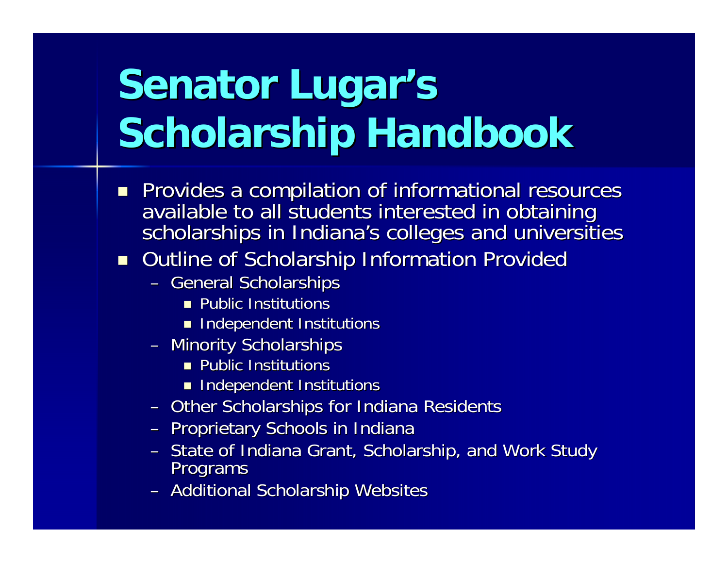# Senator Lugar's Scholarship Handbook

- Provides a compilation of informational resources available to all students interested in obtaining scholarships in Indiana's colleges and universities
- Outline of Scholarship Information Provided
  - General Scholarships
    - Public Institutions
    - Independent Institutions
  - Minority Scholarships
    - Public Institutions
    - Independent Institutions
  - Other Scholarships for Indiana Residents
  - Proprietary Schools in Indiana
  - State of Indiana Grant, Scholarship, and Work Study Programs
  - Additional Scholarship Websites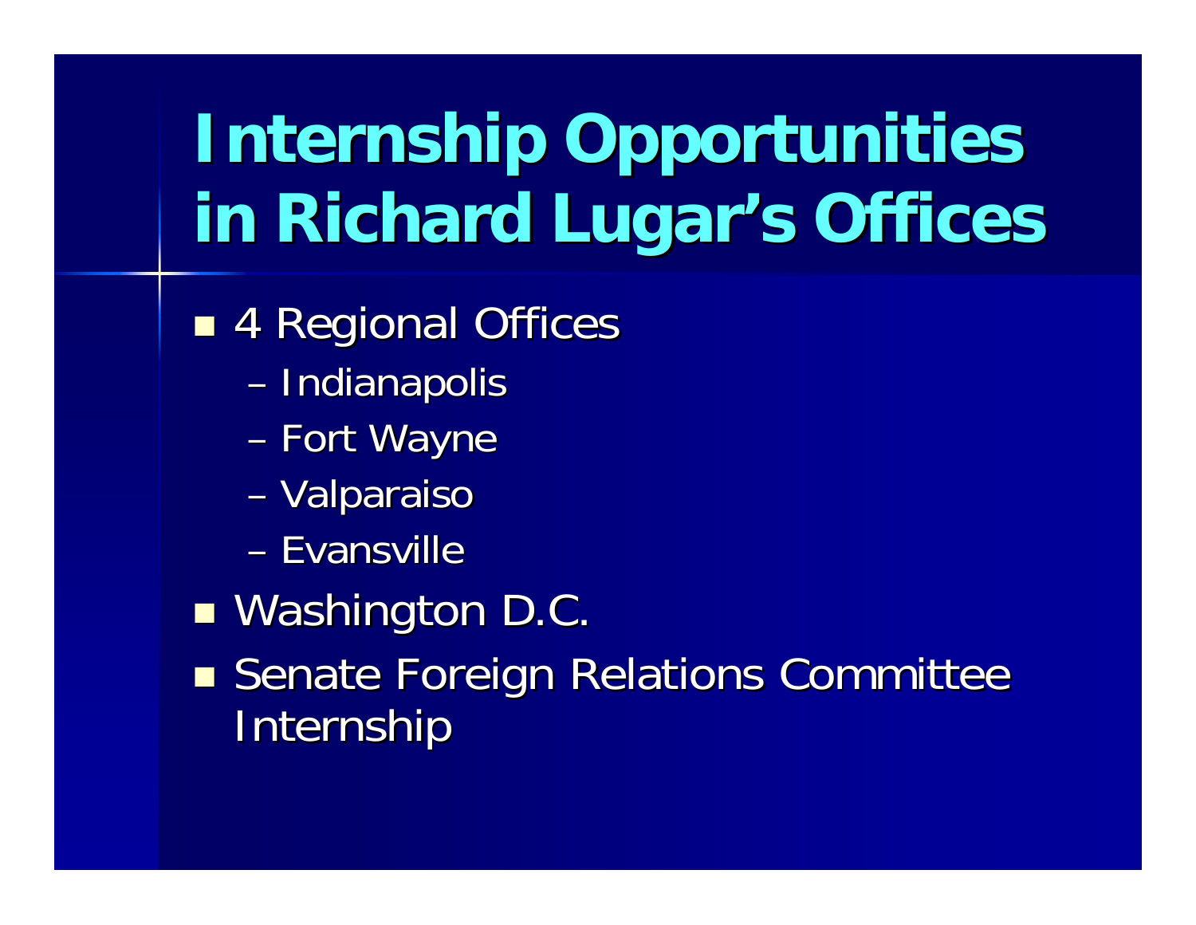# Internship Opportunities in Richard Lugar's Offices

- 4 Regional Offices
  - Indianapolis
  - Fort Wayne
  - Valparaiso
  - Evansville
- Washington D.C.
- Senate Foreign Relations Committee Internship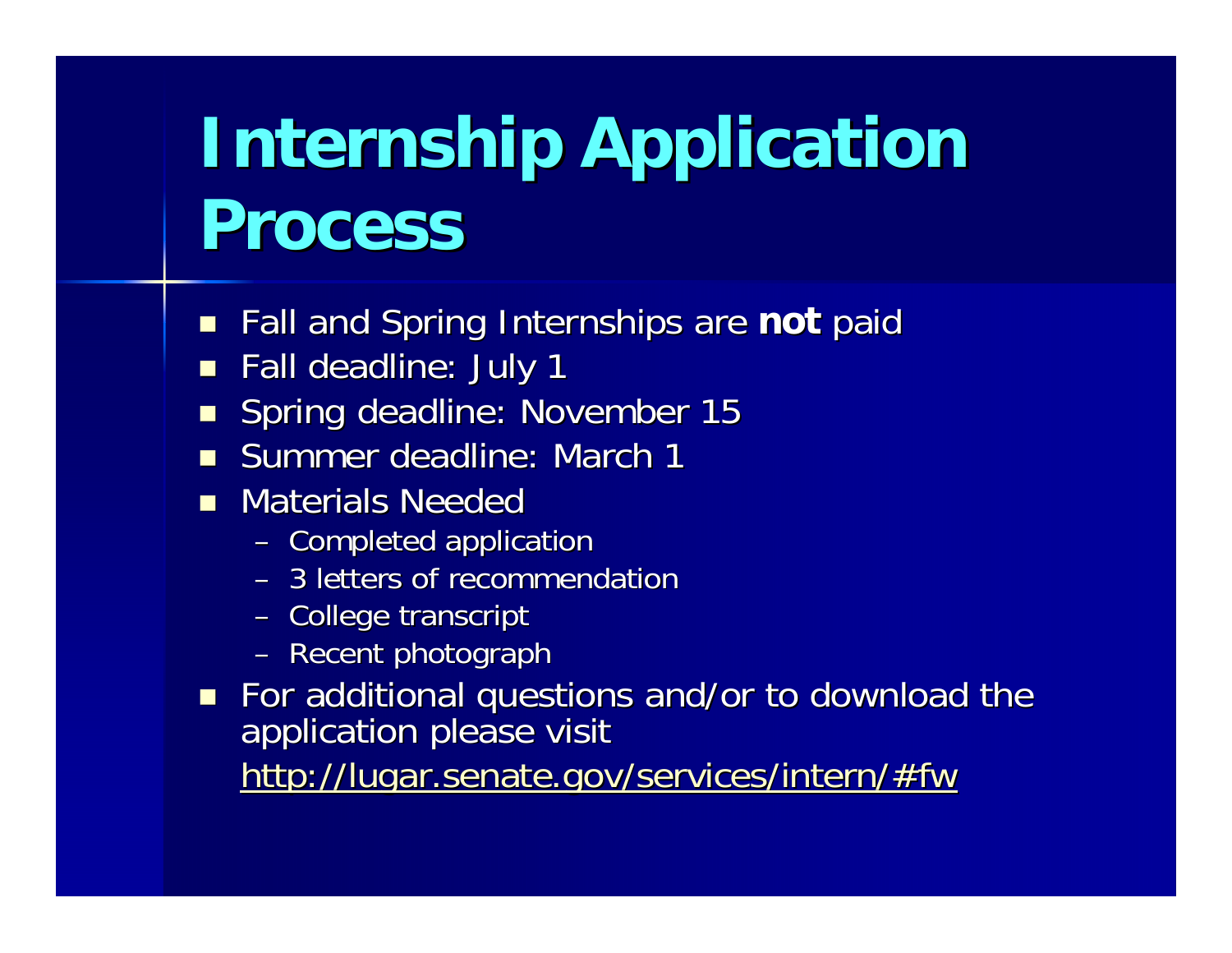# Internship Application Process

- Fall and Spring Internships are **not** paid
- Fall deadline: July 1
- Spring deadline: November 15
- Summer deadline: March 1
- Materials Needed
  - Completed application
  - 3 letters of recommendation
  - College transcript
  - Recent photograph
- For additional questions and/or to download the application please visit http://lugar.senate.gov/services/intern/#fw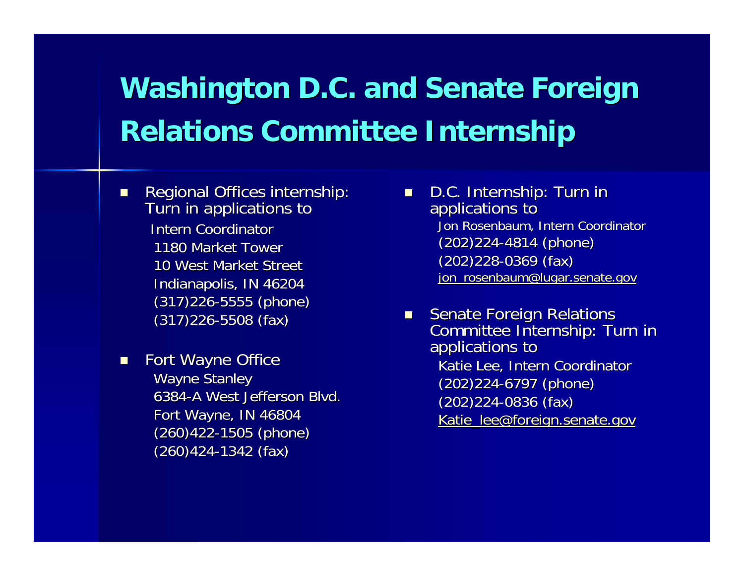# Washington D.C. and Senate Foreign Relations Committee Internship

- Regional Offices internship: Turn in applications to
  Intern Coordinator
  1180 Market Tower
  10 West Market Street
  Indianapolis, IN 46204
  (317)226-5555 (phone)
  (317)226-5508 (fax)

- Fort Wayne Office
  Wayne Stanley
  6384-A West Jefferson Blvd.
  Fort Wayne, IN 46804
  (260)422-1505 (phone)
  (260)424-1342 (fax)

- D.C. Internship: Turn in applications to
  Jon Rosenbaum, Intern Coordinator
  (202)224-4814 (phone)
  (202)228-0369 (fax)
  jon_rosenbaum@lugar.senate.gov

- Senate Foreign Relations Committee Internship: Turn in applications to
  Katie Lee, Intern Coordinator
  (202)224-6797 (phone)
  (202)224-0836 (fax)
  Katie_lee@foreign.senate.gov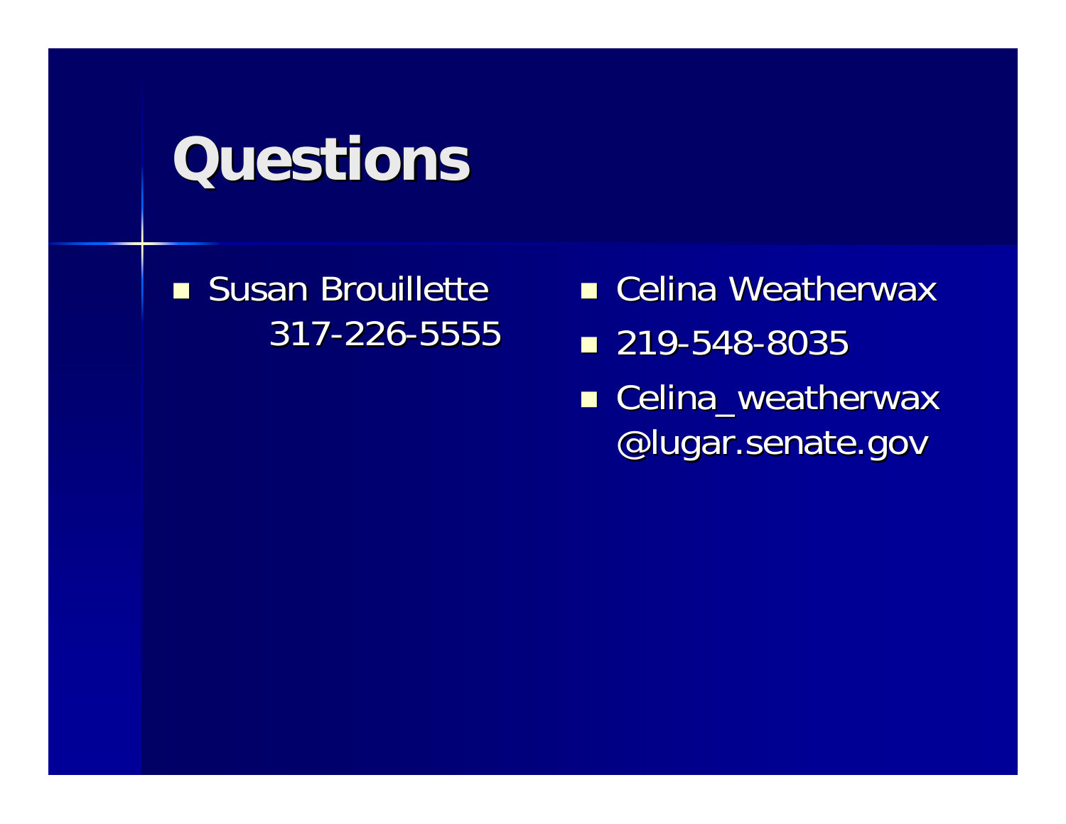# Questions

- Susan Brouillette
  317-226-5555

- Celina Weatherwax
- 219-548-8035
- Celina_weatherwax
  @lugar.senate.gov